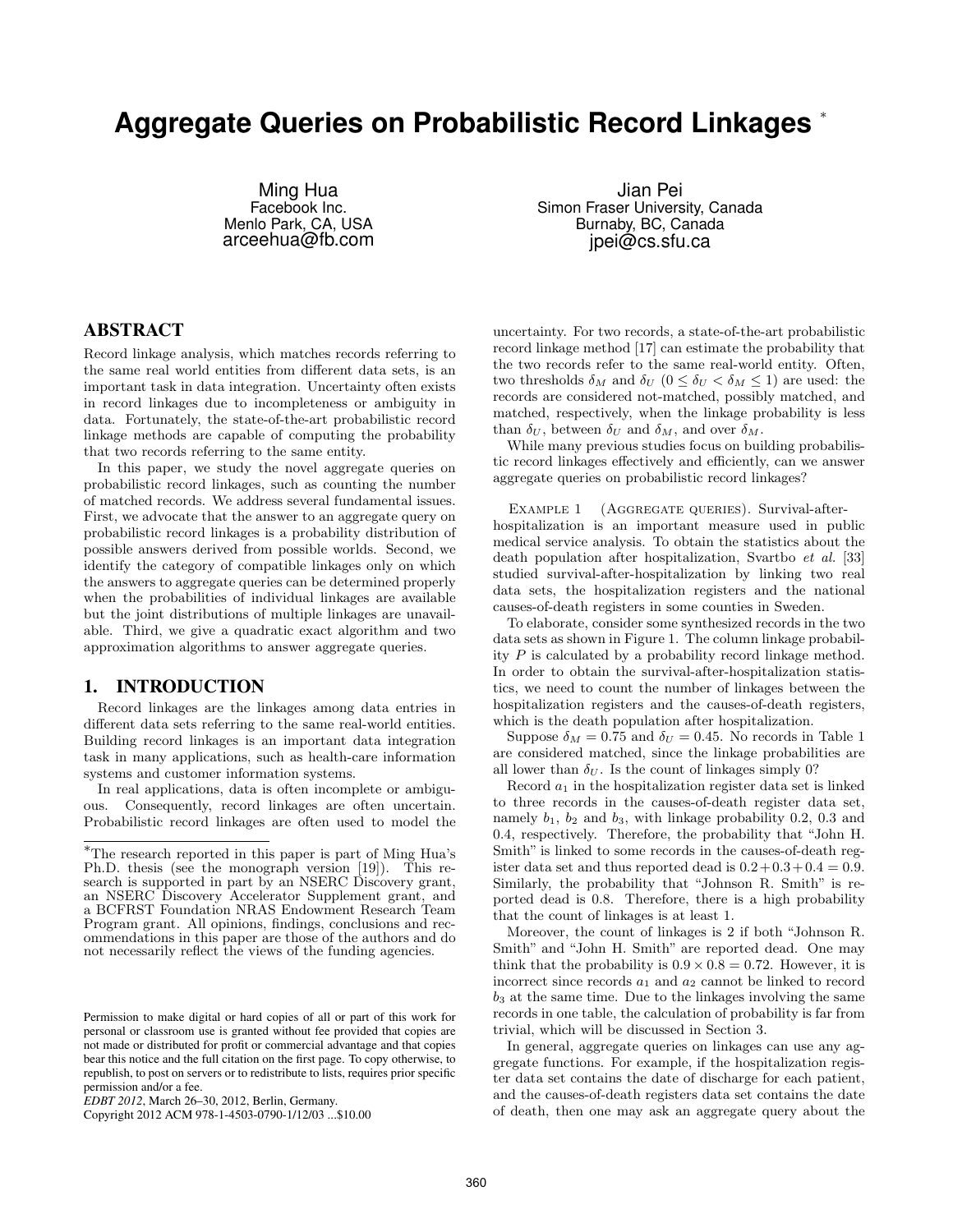# Aggregate Queries on Probabilistic Record Linkages [*]

Ming Hua
Facebook Inc.
Menlo Park, CA, USA
arceehua@fb.com

Jian Pei
Simon Fraser University, Canada
Burnaby, BC, Canada
jpei@cs.sfu.ca

## ABSTRACT

Record linkage analysis, which matches records referring to the same real world entities from different data sets, is an important task in data integration. Uncertainty often exists in record linkages due to incompleteness or ambiguity in data. Fortunately, the state-of-the-art probabilistic record linkage methods are capable of computing the probability that two records referring to the same entity.

In this paper, we study the novel aggregate queries on probabilistic record linkages, such as counting the number of matched records. We address several fundamental issues. First, we advocate that the answer to an aggregate query on probabilistic record linkages is a probability distribution of possible answers derived from possible worlds. Second, we identify the category of compatible linkages only on which the answers to aggregate queries can be determined properly when the probabilities of individual linkages are available but the joint distributions of multiple linkages are unavailable. Third, we give a quadratic exact algorithm and two approximation algorithms to answer aggregate queries.

## 1. INTRODUCTION

Record linkages are the linkages among data entries in different data sets referring to the same real-world entities. Building record linkages is an important data integration task in many applications, such as health-care information systems and customer information systems.

In real applications, data is often incomplete or ambiguous. Consequently, record linkages are often uncertain. Probabilistic record linkages are often used to model the uncertainty. For two records, a state-of-the-art probabilistic record linkage method [17] can estimate the probability that the two records refer to the same real-world entity. Often, two thresholds $\delta_M$ and $\delta_U$ ($0 \leq \delta_U < \delta_M \leq 1$) are used: the records are considered not-matched, possibly matched, and matched, respectively, when the linkage probability is less than $\delta_U$, between $\delta_U$ and $\delta_M$, and over $\delta_M$.

While many previous studies focus on building probabilistic record linkages effectively and efficiently, can we answer aggregate queries on probabilistic record linkages?

Example 1 (Aggregate queries). Survival-after-hospitalization is an important measure used in public medical service analysis. To obtain the statistics about the death population after hospitalization, Svartbo *et al.* [33] studied survival-after-hospitalization by linking two real data sets, the hospitalization registers and the national causes-of-death registers in some counties in Sweden.

To elaborate, consider some synthesized records in the two data sets as shown in Figure 1. The column linkage probability $P$ is calculated by a probability record linkage method. In order to obtain the survival-after-hospitalization statistics, we need to count the number of linkages between the hospitalization registers and the causes-of-death registers, which is the death population after hospitalization.

Suppose $\delta_M = 0.75$ and $\delta_U = 0.45$. No records in Table 1 are considered matched, since the linkage probabilities are all lower than $\delta_U$. Is the count of linkages simply 0?

Record $a_1$ in the hospitalization register data set is linked to three records in the causes-of-death register data set, namely $b_1$, $b_2$ and $b_3$, with linkage probability 0.2, 0.3 and 0.4, respectively. Therefore, the probability that "John H. Smith" is linked to some records in the causes-of-death register data set and thus reported dead is $0.2+0.3+0.4 = 0.9$. Similarly, the probability that "Johnson R. Smith" is reported dead is 0.8. Therefore, there is a high probability that the count of linkages is at least 1.

Moreover, the count of linkages is 2 if both "Johnson R. Smith" and "John H. Smith" are reported dead. One may think that the probability is $0.9 \times 0.8 = 0.72$. However, it is incorrect since records $a_1$ and $a_2$ cannot be linked to record $b_3$ at the same time. Due to the linkages involving the same records in one table, the calculation of probability is far from trivial, which will be discussed in Section 3.

In general, aggregate queries on linkages can use any aggregate functions. For example, if the hospitalization register data set contains the date of discharge for each patient, and the causes-of-death registers data set contains the date of death, then one may ask an aggregate query about the

---

[*]The research reported in this paper is part of Ming Hua's Ph.D. thesis (see the monograph version [19]). This research is supported in part by an NSERC Discovery grant, an NSERC Discovery Accelerator Supplement grant, and a BCFRST Foundation NRAS Endowment Research Team Program grant. All opinions, findings, conclusions and recommendations in this paper are those of the authors and do not necessarily reflect the views of the funding agencies.

Permission to make digital or hard copies of all or part of this work for personal or classroom use is granted without fee provided that copies are not made or distributed for profit or commercial advantage and that copies bear this notice and the full citation on the first page. To copy otherwise, to republish, to post on servers or to redistribute to lists, requires prior specific permission and/or a fee.
*EDBT 2012*, March 26–30, 2012, Berlin, Germany.
Copyright 2012 ACM 978-1-4503-0790-1/12/03 ...$10.00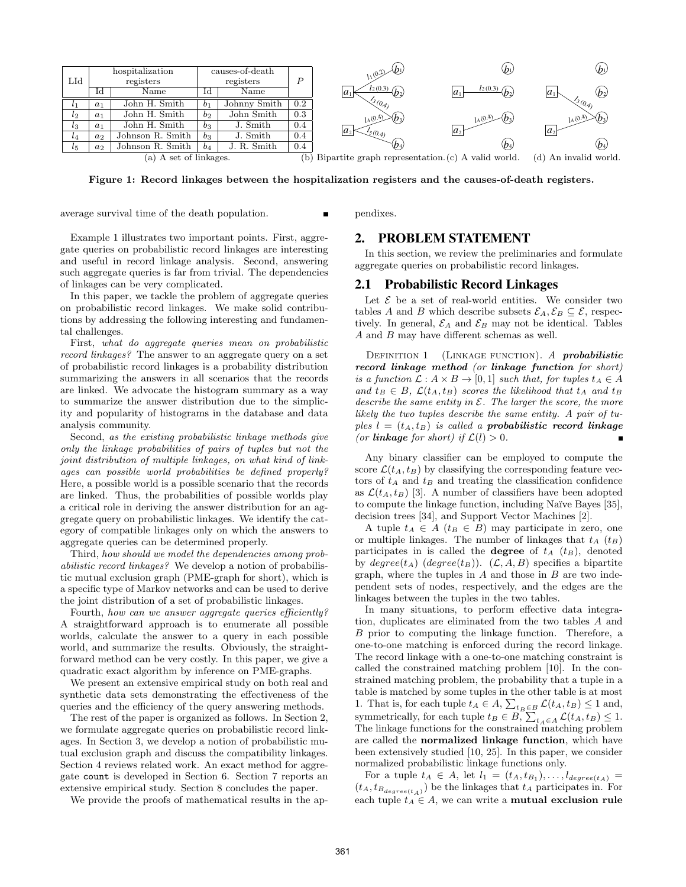| LId | hospitalization registers | | causes-of-death registers | | $P$ |
|---|---|---|---|---|---|
| | Id | Name | Id | Name | |
| $l_1$ | $a_1$ | John H. Smith | $b_1$ | Johnny Smith | 0.2 |
| $l_2$ | $a_1$ | John H. Smith | $b_2$ | John Smith | 0.3 |
| $l_3$ | $a_1$ | John H. Smith | $b_3$ | J. Smith | 0.4 |
| $l_4$ | $a_2$ | Johnson R. Smith | $b_3$ | J. Smith | 0.4 |
| $l_5$ | $a_2$ | Johnson R. Smith | $b_4$ | J. R. Smith | 0.4 |

(a) A set of linkages. (b) Bipartite graph representation. (c) A valid world. (d) An invalid world.

**Figure 1: Record linkages between the hospitalization registers and the causes-of-death registers.**

average survival time of the death population. ∎

Example 1 illustrates two important points. First, aggregate queries on probabilistic record linkages are interesting and useful in record linkage analysis. Second, answering such aggregate queries is far from trivial. The dependencies of linkages can be very complicated.

In this paper, we tackle the problem of aggregate queries on probabilistic record linkages. We make solid contributions by addressing the following interesting and fundamental challenges.

First, *what do aggregate queries mean on probabilistic record linkages?* The answer to an aggregate query on a set of probabilistic record linkages is a probability distribution summarizing the answers in all scenarios that the records are linked. We advocate the histogram summary as a way to summarize the answer distribution due to the simplicity and popularity of histograms in the database and data analysis community.

Second, *as the existing probabilistic linkage methods give only the linkage probabilities of pairs of tuples but not the joint distribution of multiple linkages, on what kind of linkages can possible world probabilities be defined properly?* Here, a possible world is a possible scenario that the records are linked. Thus, the probabilities of possible worlds play a critical role in deriving the answer distribution for an aggregate query on probabilistic linkages. We identify the category of compatible linkages only on which the answers to aggregate queries can be determined properly.

Third, *how should we model the dependencies among probabilistic record linkages?* We develop a notion of probabilistic mutual exclusion graph (PME-graph for short), which is a specific type of Markov networks and can be used to derive the joint distribution of a set of probabilistic linkages.

Fourth, *how can we answer aggregate queries efficiently?* A straightforward approach is to enumerate all possible worlds, calculate the answer to a query in each possible world, and summarize the results. Obviously, the straightforward method can be very costly. In this paper, we give a quadratic exact algorithm by inference on PME-graphs.

We present an extensive empirical study on both real and synthetic data sets demonstrating the effectiveness of the queries and the efficiency of the query answering methods.

The rest of the paper is organized as follows. In Section 2, we formulate aggregate queries on probabilistic record linkages. In Section 3, we develop a notion of probabilistic mutual exclusion graph and discuss the compatibility linkages. Section 4 reviews related work. An exact method for aggregate count is developed in Section 6. Section 7 reports an extensive empirical study. Section 8 concludes the paper.

We provide the proofs of mathematical results in the appendixes.

## 2. PROBLEM STATEMENT

In this section, we review the preliminaries and formulate aggregate queries on probabilistic record linkages.

### 2.1 Probabilistic Record Linkages

Let $\mathcal{E}$ be a set of real-world entities. We consider two tables $A$ and $B$ which describe subsets $\mathcal{E}_A, \mathcal{E}_B \subseteq \mathcal{E}$, respectively. In general, $\mathcal{E}_A$ and $\mathcal{E}_B$ may not be identical. Tables $A$ and $B$ may have different schemas as well.

Definition 1 (Linkage function). *A **probabilistic record linkage method** (or **linkage function** for short) is a function $\mathcal{L} : A \times B \rightarrow [0, 1]$ such that, for tuples $t_A \in A$ and $t_B \in B$, $\mathcal{L}(t_A, t_B)$ scores the likelihood that $t_A$ and $t_B$ describe the same entity in $\mathcal{E}$. The larger the score, the more likely the two tuples describe the same entity. A pair of tuples $l = (t_A, t_B)$ is called a **probabilistic record linkage** (or **linkage** for short) if $\mathcal{L}(l) > 0$.* ∎

Any binary classifier can be employed to compute the score $\mathcal{L}(t_A, t_B)$ by classifying the corresponding feature vectors of $t_A$ and $t_B$ and treating the classification confidence as $\mathcal{L}(t_A, t_B)$ [3]. A number of classifiers have been adopted to compute the linkage function, including Naïve Bayes [35], decision trees [34], and Support Vector Machines [2].

A tuple $t_A \in A$ ($t_B \in B$) may participate in zero, one or multiple linkages. The number of linkages that $t_A$ ($t_B$) participates in is called the **degree** of $t_A$ ($t_B$), denoted by $degree(t_A)$ ($degree(t_B)$). $(\mathcal{L}, A, B)$ specifies a bipartite graph, where the tuples in $A$ and those in $B$ are two independent sets of nodes, respectively, and the edges are the linkages between the tuples in the two tables.

In many situations, to perform effective data integration, duplicates are eliminated from the two tables $A$ and $B$ prior to computing the linkage function. Therefore, a one-to-one matching is enforced during the record linkage. The record linkage with a one-to-one matching constraint is called the constrained matching problem [10]. In the constrained matching problem, the probability that a tuple in a table is matched by some tuples in the other table is at most 1. That is, for each tuple $t_A \in A$, $\sum_{t_B \in B} \mathcal{L}(t_A, t_B) \leq 1$ and, symmetrically, for each tuple $t_B \in B$, $\sum_{t_A \in A} \mathcal{L}(t_A, t_B) \leq 1$. The linkage functions for the constrained matching problem are called the **normalized linkage function**, which have been extensively studied [10, 25]. In this paper, we consider normalized probabilistic linkage functions only.

For a tuple $t_A \in A$, let $l_1 = (t_A, t_{B_1}), \ldots, l_{degree(t_A)} = (t_A, t_{B_{degree(t_A)}})$ be the linkages that $t_A$ participates in. For each tuple $t_A \in A$, we can write a **mutual exclusion rule**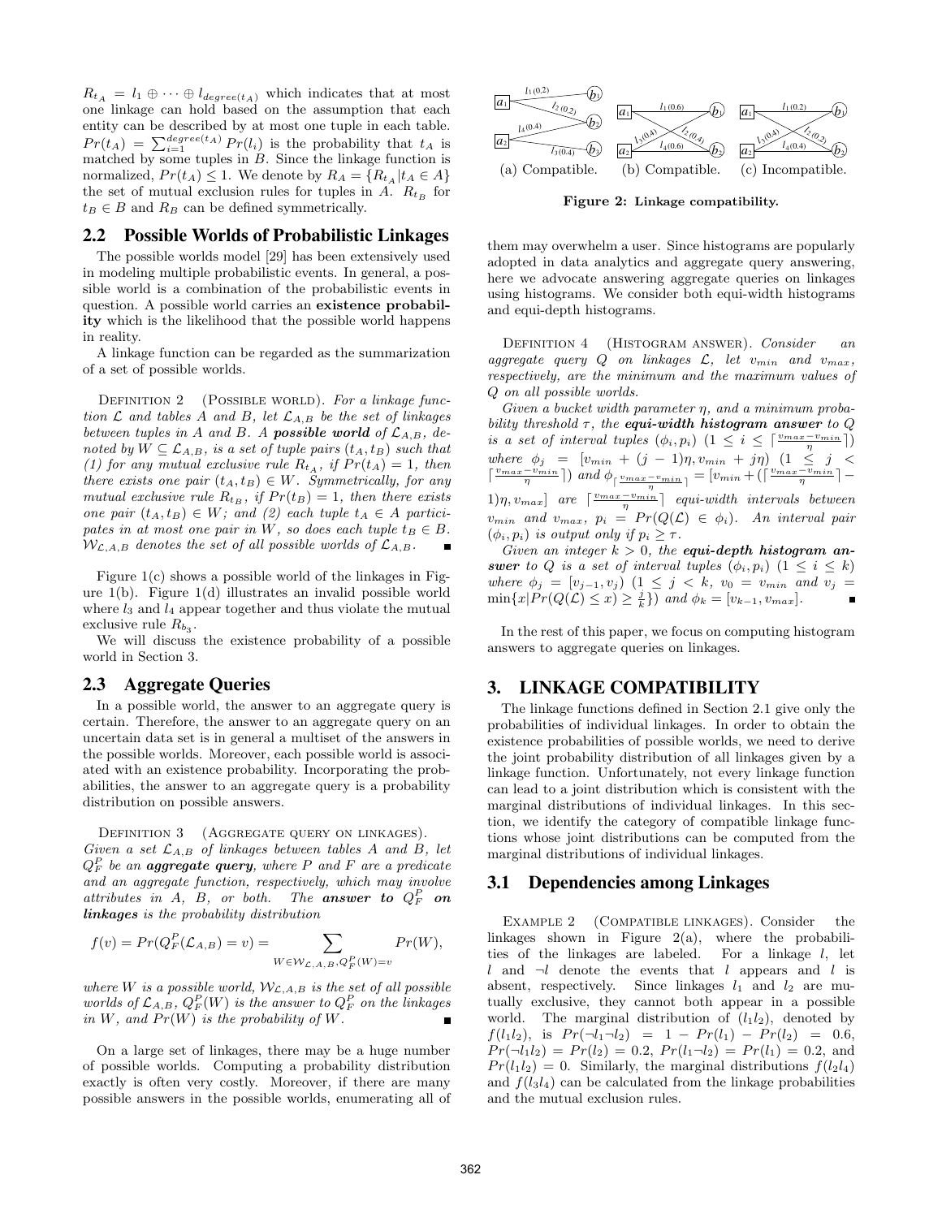$R_{t_A} = l_1 \oplus \cdots \oplus l_{degree(t_A)}$ which indicates that at most one linkage can hold based on the assumption that each entity can be described by at most one tuple in each table. $Pr(t_A) = \sum_{i=1}^{degree(t_A)} Pr(l_i)$ is the probability that $t_A$ is matched by some tuples in $B$. Since the linkage function is normalized, $Pr(t_A) \leq 1$. We denote by $R_A = \{R_{t_A} | t_A \in A\}$ the set of mutual exclusion rules for tuples in $A$. $R_{t_B}$ for $t_B \in B$ and $R_B$ can be defined symmetrically.

## 2.2 Possible Worlds of Probabilistic Linkages

The possible worlds model [29] has been extensively used in modeling multiple probabilistic events. In general, a possible world is a combination of the probabilistic events in question. A possible world carries an **existence probability** which is the likelihood that the possible world happens in reality.

A linkage function can be regarded as the summarization of a set of possible worlds.

Definition 2 (Possible world). *For a linkage function $\mathcal{L}$ and tables $A$ and $B$, let $\mathcal{L}_{A,B}$ be the set of linkages between tuples in $A$ and $B$. A **possible world** of $\mathcal{L}_{A,B}$, denoted by $W \subseteq \mathcal{L}_{A,B}$, is a set of tuple pairs $(t_A, t_B)$ such that (1) for any mutual exclusive rule $R_{t_A}$, if $Pr(t_A) = 1$, then there exists one pair $(t_A, t_B) \in W$. Symmetrically, for any mutual exclusive rule $R_{t_B}$, if $Pr(t_B) = 1$, then there exists one pair $(t_A, t_B) \in W$; and (2) each tuple $t_A \in A$ participates in at most one pair in $W$, so does each tuple $t_B \in B$. $\mathcal{W}_{\mathcal{L},A,B}$ denotes the set of all possible worlds of $\mathcal{L}_{A,B}$.* ∎

Figure 1(c) shows a possible world of the linkages in Figure 1(b). Figure 1(d) illustrates an invalid possible world where $l_3$ and $l_4$ appear together and thus violate the mutual exclusive rule $R_{b_3}$.

We will discuss the existence probability of a possible world in Section 3.

## 2.3 Aggregate Queries

In a possible world, the answer to an aggregate query is certain. Therefore, the answer to an aggregate query on an uncertain data set is in general a multiset of the answers in the possible worlds. Moreover, each possible world is associated with an existence probability. Incorporating the probabilities, the answer to an aggregate query is a probability distribution on possible answers.

Definition 3 (Aggregate query on linkages). *Given a set $\mathcal{L}_{A,B}$ of linkages between tables $A$ and $B$, let $Q_F^P$ be an **aggregate query**, where $P$ and $F$ are a predicate and an aggregate function, respectively, which may involve attributes in $A$, $B$, or both. The **answer to $Q_F^P$ on linkages** is the probability distribution*

$$f(v) = Pr(Q_F^P(\mathcal{L}_{A,B}) = v) = \sum_{W \in \mathcal{W}_{\mathcal{L},A,B}, Q_F^P(W)=v} Pr(W),$$

*where $W$ is a possible world, $\mathcal{W}_{\mathcal{L},A,B}$ is the set of all possible worlds of $\mathcal{L}_{A,B}$, $Q_F^P(W)$ is the answer to $Q_F^P$ on the linkages in $W$, and $Pr(W)$ is the probability of $W$.* ∎

On a large set of linkages, there may be a huge number of possible worlds. Computing a probability distribution exactly is often very costly. Moreover, if there are many possible answers in the possible worlds, enumerating all of them may overwhelm a user. Since histograms are popularly adopted in data analytics and aggregate query answering, here we advocate answering aggregate queries on linkages using histograms. We consider both equi-width histograms and equi-depth histograms.

Definition 4 (Histogram answer). *Consider an aggregate query $Q$ on linkages $\mathcal{L}$, let $v_{min}$ and $v_{max}$, respectively, are the minimum and the maximum values of $Q$ on all possible worlds.*

*Given a bucket width parameter $\eta$, and a minimum probability threshold $\tau$, the **equi-width histogram answer** to $Q$ is a set of interval tuples $(\phi_i, p_i)$ $(1 \leq i \leq \lceil \frac{v_{max} - v_{min}}{\eta} \rceil)$ where $\phi_j = [v_{min} + (j-1)\eta, v_{min} + j\eta)$ $(1 \leq j < \lceil \frac{v_{max} - v_{min}}{\eta} \rceil)$ and $\phi_{\lceil \frac{v_{max} - v_{min}}{\eta} \rceil} = [v_{min} + (\lceil \frac{v_{max} - v_{min}}{\eta} \rceil - 1)\eta, v_{max}]$ are $\lceil \frac{v_{max} - v_{min}}{\eta} \rceil$ equi-width intervals between $v_{min}$ and $v_{max}$, $p_i = Pr(Q(\mathcal{L}) \in \phi_i)$. An interval pair $(\phi_i, p_i)$ is output only if $p_i \geq \tau$.*

*Given an integer $k > 0$, the **equi-depth histogram answer** to $Q$ is a set of interval tuples $(\phi_i, p_i)$ $(1 \leq i \leq k)$ where $\phi_j = [v_{j-1}, v_j)$ $(1 \leq j < k$, $v_0 = v_{min}$ and $v_j = \min\{x | Pr(Q(\mathcal{L}) \leq x) \geq \frac{j}{k}\})$ and $\phi_k = [v_{k-1}, v_{max}]$.* ∎

In the rest of this paper, we focus on computing histogram answers to aggregate queries on linkages.

# 3. LINKAGE COMPATIBILITY

The linkage functions defined in Section 2.1 give only the probabilities of individual linkages. In order to obtain the existence probabilities of possible worlds, we need to derive the joint probability distribution of all linkages given by a linkage function. Unfortunately, not every linkage function can lead to a joint distribution which is consistent with the marginal distributions of individual linkages. In this section, we identify the category of compatible linkage functions whose joint distributions can be computed from the marginal distributions of individual linkages.

(a) Compatible. (b) Compatible. (c) Incompatible.

**Figure 2: Linkage compatibility.**

## 3.1 Dependencies among Linkages

Example 2 (Compatible linkages). Consider the linkages shown in Figure 2(a), where the probabilities of the linkages are labeled. For a linkage $l$, let $l$ and $\neg l$ denote the events that $l$ appears and $l$ is absent, respectively. Since linkages $l_1$ and $l_2$ are mutually exclusive, they cannot both appear in a possible world. The marginal distribution of $(l_1 l_2)$, denoted by $f(l_1 l_2)$, is $Pr(\neg l_1 \neg l_2) = 1 - Pr(l_1) - Pr(l_2) = 0.6$, $Pr(\neg l_1 l_2) = Pr(l_2) = 0.2$, $Pr(l_1 \neg l_2) = Pr(l_1) = 0.2$, and $Pr(l_1 l_2) = 0$. Similarly, the marginal distributions $f(l_2 l_4)$ and $f(l_3 l_4)$ can be calculated from the linkage probabilities and the mutual exclusion rules.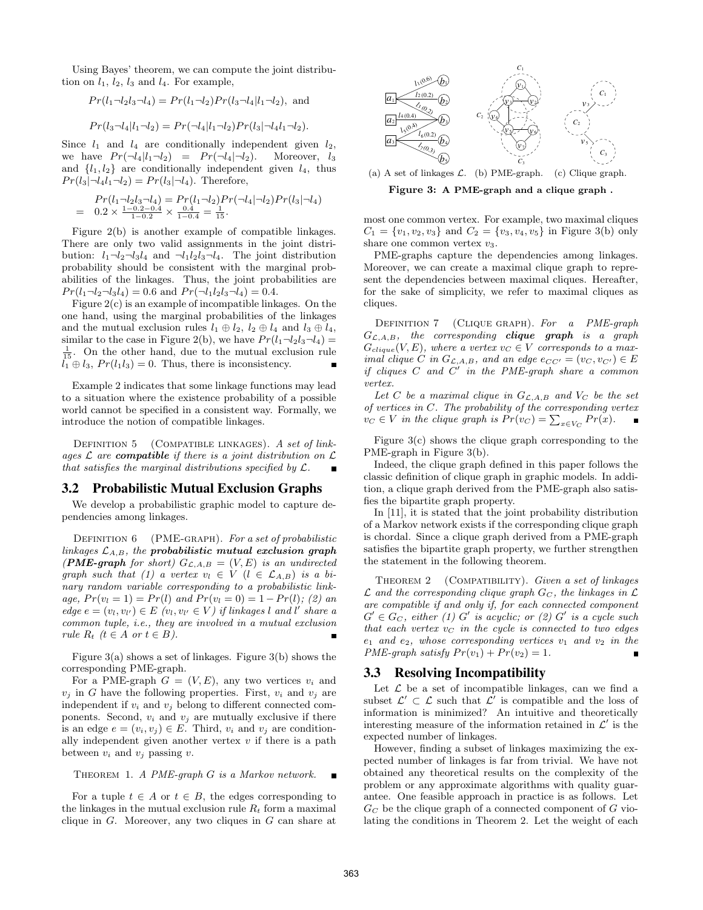Using Bayes' theorem, we can compute the joint distribution on $l_1$, $l_2$, $l_3$ and $l_4$. For example,

$$Pr(l_1 \neg l_2 l_3 \neg l_4) = Pr(l_1 \neg l_2) Pr(l_3 \neg l_4 | l_1 \neg l_2), \text{ and}$$

$$Pr(l_3 \neg l_4 | l_1 \neg l_2) = Pr(\neg l_4 | l_1 \neg l_2) Pr(l_3 | \neg l_4 l_1 \neg l_2).$$

Since $l_1$ and $l_4$ are conditionally independent given $l_2$, we have $Pr(\neg l_4 | l_1 \neg l_2) = Pr(\neg l_4 | \neg l_2)$. Moreover, $l_3$ and $\{l_1, l_2\}$ are conditionally independent given $l_4$, thus $Pr(l_3 | \neg l_4 l_1 \neg l_2) = Pr(l_3 | \neg l_4)$. Therefore,

$$\begin{aligned} & Pr(l_1 \neg l_2 l_3 \neg l_4) = Pr(l_1 \neg l_2) Pr(\neg l_4 | \neg l_2) Pr(l_3 | \neg l_4) \\ = \ & 0.2 \times \frac{1 - 0.2 - 0.4}{1 - 0.2} \times \frac{0.4}{1 - 0.4} = \frac{1}{15}. \end{aligned}$$

Figure 2(b) is another example of compatible linkages. There are only two valid assignments in the joint distribution: $l_1 \neg l_2 \neg l_3 l_4$ and $\neg l_1 l_2 l_3 \neg l_4$. The joint distribution probability should be consistent with the marginal probabilities of the linkages. Thus, the joint probabilities are $Pr(l_1 \neg l_2 \neg l_3 l_4) = 0.6$ and $Pr(\neg l_1 l_2 l_3 \neg l_4) = 0.4$.

Figure 2(c) is an example of incompatible linkages. On the one hand, using the marginal probabilities of the linkages and the mutual exclusion rules $l_1 \oplus l_2$, $l_2 \oplus l_4$ and $l_3 \oplus l_4$, similar to the case in Figure 2(b), we have $Pr(l_1 \neg l_2 l_3 \neg l_4) = \frac{1}{15}$. On the other hand, due to the mutual exclusion rule $l_1 \oplus l_3$, $Pr(l_1 l_3) = 0$. Thus, there is inconsistency. ∎

Example 2 indicates that some linkage functions may lead to a situation where the existence probability of a possible world cannot be specified in a consistent way. Formally, we introduce the notion of compatible linkages.

Definition 5 (Compatible linkages). *A set of linkages $\mathcal{L}$ are **compatible** if there is a joint distribution on $\mathcal{L}$ that satisfies the marginal distributions specified by $\mathcal{L}$.* ∎

## 3.2 Probabilistic Mutual Exclusion Graphs

We develop a probabilistic graphic model to capture dependencies among linkages.

Definition 6 (PME-graph). *For a set of probabilistic linkages $\mathcal{L}_{A,B}$, the **probabilistic mutual exclusion graph (PME-graph** for short) $G_{\mathcal{L},A,B} = (V, E)$ is an undirected graph such that (1) a vertex $v_l \in V$ ($l \in \mathcal{L}_{A,B}$) is a binary random variable corresponding to a probabilistic linkage, $Pr(v_l = 1) = Pr(l)$ and $Pr(v_l = 0) = 1 - Pr(l)$; (2) an edge $e = (v_l, v_{l'}) \in E$ ($v_l, v_{l'} \in V$) if linkages $l$ and $l'$ share a common tuple, i.e., they are involved in a mutual exclusion rule $R_t$ ($t \in A$ or $t \in B$).* ∎

Figure 3(a) shows a set of linkages. Figure 3(b) shows the corresponding PME-graph.

For a PME-graph $G = (V, E)$, any two vertices $v_i$ and $v_j$ in $G$ have the following properties. First, $v_i$ and $v_j$ are independent if $v_i$ and $v_j$ belong to different connected components. Second, $v_i$ and $v_j$ are mutually exclusive if there is an edge $e = (v_i, v_j) \in E$. Third, $v_i$ and $v_j$ are conditionally independent given another vertex $v$ if there is a path between $v_i$ and $v_j$ passing $v$.

Theorem 1. *A PME-graph $G$ is a Markov network.* ∎

For a tuple $t \in A$ or $t \in B$, the edges corresponding to the linkages in the mutual exclusion rule $R_t$ form a maximal clique in $G$. Moreover, any two cliques in $G$ can share at most one common vertex. For example, two maximal cliques $C_1 = \{v_1, v_2, v_3\}$ and $C_2 = \{v_3, v_4, v_5\}$ in Figure 3(b) only share one common vertex $v_3$.

(a) A set of linkages $\mathcal{L}$. (b) PME-graph. (c) Clique graph.

**Figure 3: A PME-graph and a clique graph .**

PME-graphs capture the dependencies among linkages. Moreover, we can create a maximal clique graph to represent the dependencies between maximal cliques. Hereafter, for the sake of simplicity, we refer to maximal cliques as cliques.

Definition 7 (Clique graph). *For a PME-graph $G_{\mathcal{L},A,B}$, the corresponding **clique graph** is a graph $G_{clique}(V, E)$, where a vertex $v_C \in V$ corresponds to a maximal clique $C$ in $G_{\mathcal{L},A,B}$, and an edge $e_{CC'} = (v_C, v_{C'}) \in E$ if cliques $C$ and $C'$ in the PME-graph share a common vertex.*

*Let $C$ be a maximal clique in $G_{\mathcal{L},A,B}$ and $V_C$ be the set of vertices in $C$. The probability of the corresponding vertex $v_C \in V$ in the clique graph is $Pr(v_C) = \sum_{x \in V_C} Pr(x)$.* ∎

Figure 3(c) shows the clique graph corresponding to the PME-graph in Figure 3(b).

Indeed, the clique graph defined in this paper follows the classic definition of clique graph in graphic models. In addition, a clique graph derived from the PME-graph also satisfies the bipartite graph property.

In [11], it is stated that the joint probability distribution of a Markov network exists if the corresponding clique graph is chordal. Since a clique graph derived from a PME-graph satisfies the bipartite graph property, we further strengthen the statement in the following theorem.

Theorem 2 (Compatibility). *Given a set of linkages $\mathcal{L}$ and the corresponding clique graph $G_C$, the linkages in $\mathcal{L}$ are compatible if and only if, for each connected component $G' \in G_C$, either (1) $G'$ is acyclic; or (2) $G'$ is a cycle such that each vertex $v_C$ in the cycle is connected to two edges $e_1$ and $e_2$, whose corresponding vertices $v_1$ and $v_2$ in the PME-graph satisfy $Pr(v_1) + Pr(v_2) = 1$.* ∎

## 3.3 Resolving Incompatibility

Let $\mathcal{L}$ be a set of incompatible linkages, can we find a subset $\mathcal{L}' \subset \mathcal{L}$ such that $\mathcal{L}'$ is compatible and the loss of information is minimized? An intuitive and theoretically interesting measure of the information retained in $\mathcal{L}'$ is the expected number of linkages.

However, finding a subset of linkages maximizing the expected number of linkages is far from trivial. We have not obtained any theoretical results on the complexity of the problem or any approximate algorithms with quality guarantee. One feasible approach in practice is as follows. Let $G_C$ be the clique graph of a connected component of $G$ violating the conditions in Theorem 2. Let the weight of each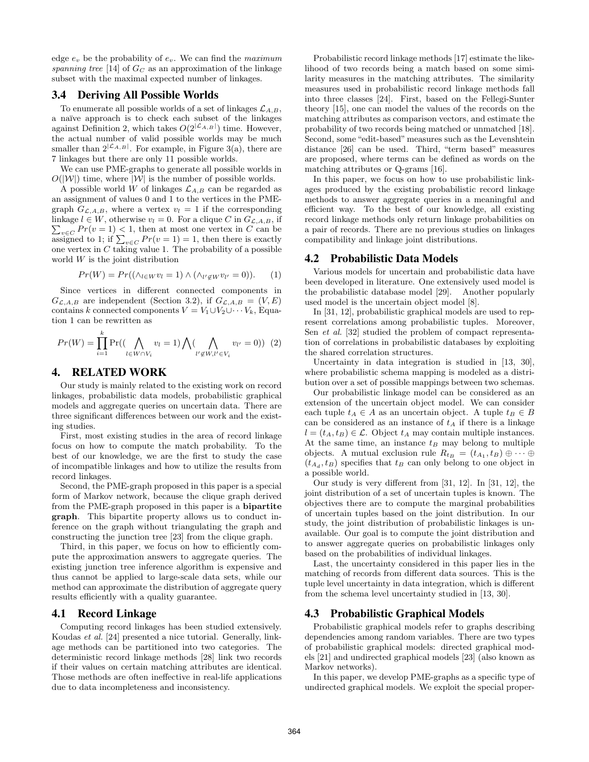edge $e_v$ be the probability of $e_v$. We can find the *maximum spanning tree* [14] of $G_C$ as an approximation of the linkage subset with the maximal expected number of linkages.

### 3.4 Deriving All Possible Worlds

To enumerate all possible worlds of a set of linkages $\mathcal{L}_{A,B}$, a naïve approach is to check each subset of the linkages against Definition 2, which takes $O(2^{|\mathcal{L}_{A,B}|})$ time. However, the actual number of valid possible worlds may be much smaller than $2^{|\mathcal{L}_{A,B}|}$. For example, in Figure 3(a), there are 7 linkages but there are only 11 possible worlds.

We can use PME-graphs to generate all possible worlds in $O(|\mathcal{W}|)$ time, where $|\mathcal{W}|$ is the number of possible worlds.

A possible world $W$ of linkages $\mathcal{L}_{A,B}$ can be regarded as an assignment of values 0 and 1 to the vertices in the PME-graph $G_{\mathcal{L},A,B}$, where a vertex $v_l = 1$ if the corresponding linkage $l \in W$, otherwise $v_l = 0$. For a clique $C$ in $G_{\mathcal{L},A,B}$, if $\sum_{v \in C} Pr(v = 1) < 1$, then at most one vertex in $C$ can be assigned to 1; if $\sum_{v \in C} Pr(v = 1) = 1$, then there is exactly one vertex in $C$ taking value 1. The probability of a possible world $W$ is the joint distribution

$$Pr(W) = Pr((\wedge_{l \in W} v_l = 1) \wedge (\wedge_{l' \notin W} v_{l'} = 0)). \quad (1)$$

Since vertices in different connected components in $G_{\mathcal{L},A,B}$ are independent (Section 3.2), if $G_{\mathcal{L},A,B} = (V, E)$ contains $k$ connected components $V = V_1 \cup V_2 \cup \cdots V_k$, Equation 1 can be rewritten as

$$Pr(W) = \prod_{i=1}^{k} \Pr((\bigwedge_{l \in W \cap V_i} v_l = 1) \bigwedge (\bigwedge_{l' \notin W, l' \in V_i} v_{l'} = 0)) \quad (2)$$

## 4. RELATED WORK

Our study is mainly related to the existing work on record linkages, probabilistic data models, probabilistic graphical models and aggregate queries on uncertain data. There are three significant differences between our work and the existing studies.

First, most existing studies in the area of record linkage focus on how to compute the match probability. To the best of our knowledge, we are the first to study the case of incompatible linkages and how to utilize the results from record linkages.

Second, the PME-graph proposed in this paper is a special form of Markov network, because the clique graph derived from the PME-graph proposed in this paper is a **bipartite graph**. This bipartite property allows us to conduct inference on the graph without triangulating the graph and constructing the junction tree [23] from the clique graph.

Third, in this paper, we focus on how to efficiently compute the approximation answers to aggregate queries. The existing junction tree inference algorithm is expensive and thus cannot be applied to large-scale data sets, while our method can approximate the distribution of aggregate query results efficiently with a quality guarantee.

### 4.1 Record Linkage

Computing record linkages has been studied extensively. Koudas *et al.* [24] presented a nice tutorial. Generally, linkage methods can be partitioned into two categories. The deterministic record linkage methods [28] link two records if their values on certain matching attributes are identical. Those methods are often ineffective in real-life applications due to data incompleteness and inconsistency.

Probabilistic record linkage methods [17] estimate the likelihood of two records being a match based on some similarity measures in the matching attributes. The similarity measures used in probabilistic record linkage methods fall into three classes [24]. First, based on the Fellegi-Sunter theory [15], one can model the values of the records on the matching attributes as comparison vectors, and estimate the probability of two records being matched or unmatched [18]. Second, some "edit-based" measures such as the Levenshtein distance [26] can be used. Third, "term based" measures are proposed, where terms can be defined as words on the matching attributes or Q-grams [16].

In this paper, we focus on how to use probabilistic linkages produced by the existing probabilistic record linkage methods to answer aggregate queries in a meaningful and efficient way. To the best of our knowledge, all existing record linkage methods only return linkage probabilities on a pair of records. There are no previous studies on linkages compatibility and linkage joint distributions.

### 4.2 Probabilistic Data Models

Various models for uncertain and probabilistic data have been developed in literature. One extensively used model is the probabilistic database model [29]. Another popularly used model is the uncertain object model [8].

In [31, 12], probabilistic graphical models are used to represent correlations among probabilistic tuples. Moreover, Sen *et al.* [32] studied the problem of compact representation of correlations in probabilistic databases by exploiting the shared correlation structures.

Uncertainty in data integration is studied in [13, 30], where probabilistic schema mapping is modeled as a distribution over a set of possible mappings between two schemas.

Our probabilistic linkage model can be considered as an extension of the uncertain object model. We can consider each tuple $t_A \in A$ as an uncertain object. A tuple $t_B \in B$ can be considered as an instance of $t_A$ if there is a linkage $l = (t_A, t_B) \in \mathcal{L}$. Object $t_A$ may contain multiple instances. At the same time, an instance $t_B$ may belong to multiple objects. A mutual exclusion rule $R_{t_B} = (t_{A_1}, t_B) \oplus \cdots \oplus (t_{A_d}, t_B)$ specifies that $t_B$ can only belong to one object in a possible world.

Our study is very different from [31, 12]. In [31, 12], the joint distribution of a set of uncertain tuples is known. The objectives there are to compute the marginal probabilities of uncertain tuples based on the joint distribution. In our study, the joint distribution of probabilistic linkages is unavailable. Our goal is to compute the joint distribution and to answer aggregate queries on probabilistic linkages only based on the probabilities of individual linkages.

Last, the uncertainty considered in this paper lies in the matching of records from different data sources. This is the tuple level uncertainty in data integration, which is different from the schema level uncertainty studied in [13, 30].

### 4.3 Probabilistic Graphical Models

Probabilistic graphical models refer to graphs describing dependencies among random variables. There are two types of probabilistic graphical models: directed graphical models [21] and undirected graphical models [23] (also known as Markov networks).

In this paper, we develop PME-graphs as a specific type of undirected graphical models. We exploit the special proper-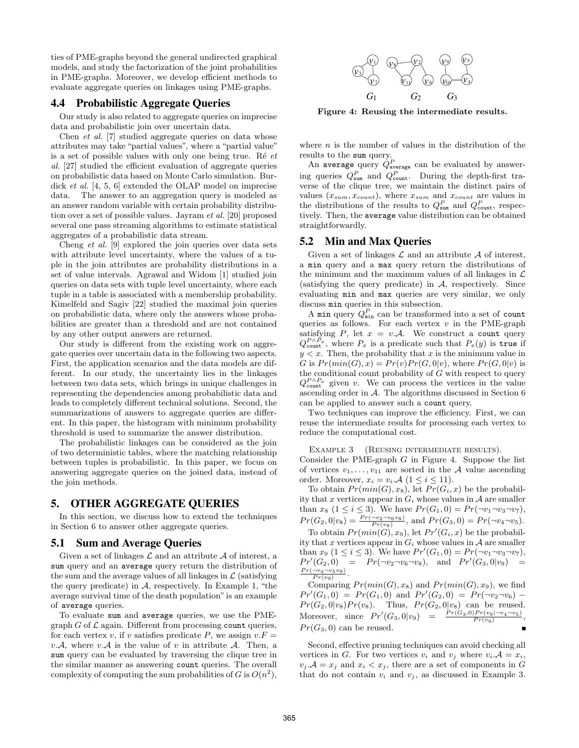ties of PME-graphs beyond the general undirected graphical models, and study the factorization of the joint probabilities in PME-graphs. Moreover, we develop efficient methods to evaluate aggregate queries on linkages using PME-graphs.

## 4.4 Probabilistic Aggregate Queries

Our study is also related to aggregate queries on imprecise data and probabilistic join over uncertain data.

Chen *et al.* [7] studied aggregate queries on data whose attributes may take "partial values", where a "partial value" is a set of possible values with only one being true. Ré *et al.* [27] studied the efficient evaluation of aggregate queries on probabilistic data based on Monte Carlo simulation. Burdick *et al.* [4, 5, 6] extended the OLAP model on imprecise data. The answer to an aggregation query is modeled as an answer random variable with certain probability distribution over a set of possible values. Jayram *et al.* [20] proposed several one pass streaming algorithms to estimate statistical aggregates of a probabilistic data stream.

Cheng *et al.* [9] explored the join queries over data sets with attribute level uncertainty, where the values of a tuple in the join attributes are probability distributions in a set of value intervals. Agrawal and Widom [1] studied join queries on data sets with tuple level uncertainty, where each tuple in a table is associated with a membership probability. Kimelfeld and Sagiv [22] studied the maximal join queries on probabilistic data, where only the answers whose probabilities are greater than a threshold and are not contained by any other output answers are returned.

Our study is different from the existing work on aggregate queries over uncertain data in the following two aspects. First, the application scenarios and the data models are different. In our study, the uncertainty lies in the linkages between two data sets, which brings in unique challenges in representing the dependencies among probabilistic data and leads to completely different technical solutions. Second, the summarizations of answers to aggregate queries are different. In this paper, the histogram with minimum probability threshold is used to summarize the answer distribution.

The probabilistic linkages can be considered as the join of two deterministic tables, where the matching relationship between tuples is probabilistic. In this paper, we focus on answering aggregate queries on the joined data, instead of the join methods.

# 5. OTHER AGGREGATE QUERIES

In this section, we discuss how to extend the techniques in Section 6 to answer other aggregate queries.

## 5.1 Sum and Average Queries

Given a set of linkages $\mathcal{L}$ and an attribute $\mathcal{A}$ of interest, a `sum` query and an `average` query return the distribution of the sum and the average values of all linkages in $\mathcal{L}$ (satisfying the query predicate) in $\mathcal{A}$, respectively. In Example 1, "the average survival time of the death population" is an example of `average` queries.

To evaluate `sum` and `average` queries, we use the PME-graph $G$ of $\mathcal{L}$ again. Different from processing `count` queries, for each vertex $v$, if $v$ satisfies predicate $P$, we assign $v.F = v.\mathcal{A}$, where $v.\mathcal{A}$ is the value of $v$ in attribute $\mathcal{A}$. Then, a `sum` query can be evaluated by traversing the clique tree in the similar manner as answering `count` queries. The overall complexity of computing the sum probabilities of $G$ is $O(n^2)$, where $n$ is the number of values in the distribution of the results to the `sum` query.

An `average` query $Q^P_{\texttt{average}}$ can be evaluated by answering queries $Q^P_{\texttt{sum}}$ and $Q^P_{\texttt{count}}$. During the depth-first traverse of the clique tree, we maintain the distinct pairs of values $(x_{sum}, x_{count})$, where $x_{sum}$ and $x_{count}$ are values in the distributions of the results to $Q^P_{\texttt{sum}}$ and $Q^P_{\texttt{count}}$, respectively. Then, the `average` value distribution can be obtained straightforwardly.

Figure 4: Reusing the intermediate results.

## 5.2 Min and Max Queries

Given a set of linkages $\mathcal{L}$ and an attribute $\mathcal{A}$ of interest, a `min` query and a `max` query return the distributions of the minimum and the maximum values of all linkages in $\mathcal{L}$ (satisfying the query predicate) in $\mathcal{A}$, respectively. Since evaluating `min` and `max` queries are very similar, we only discuss `min` queries in this subsection.

A `min` query $Q^P_{\texttt{min}}$ can be transformed into a set of `count` queries as follows. For each vertex $v$ in the PME-graph satisfying $P$, let $x = v.\mathcal{A}$. We construct a `count` query $Q^{P \wedge P_x}_{\texttt{count}}$, where $P_x$ is a predicate such that $P_x(y)$ is `true` if $y < x$. Then, the probability that $x$ is the minimum value in $G$ is $Pr(min(G), x) = Pr(v)Pr(G, 0|v)$, where $Pr(G, 0|v)$ is the conditional count probability of $G$ with respect to query $Q^{P \wedge P_x}_{\texttt{count}}$ given $v$. We can process the vertices in the value ascending order in $\mathcal{A}$. The algorithms discussed in Section 6 can be applied to answer such a `count` query.

Two techniques can improve the efficiency. First, we can reuse the intermediate results for processing each vertex to reduce the computational cost.

Example 3 (Reusing intermediate results). Consider the PME-graph $G$ in Figure 4. Suppose the list of vertices $v_1, \ldots, v_{11}$ are sorted in the $\mathcal{A}$ value ascending order. Moreover, $x_i = v_i.\mathcal{A}$ $(1 \le i \le 11)$.

To obtain $Pr(min(G), x_8)$, let $Pr(G_i, x)$ be the probability that $x$ vertices appear in $G_i$ whose values in $\mathcal{A}$ are smaller than $x_8$ $(1 \le i \le 3)$. We have $Pr(G_1, 0) = Pr(\neg v_1 \neg v_3 \neg v_7)$, $Pr(G_2, 0|v_8) = \frac{Pr(\neg v_2 \neg v_6 v_8)}{Pr(v_8)}$, and $Pr(G_3, 0) = Pr(\neg v_4 \neg v_5)$.

To obtain $Pr(min(G), x_9)$, let $Pr'(G_i, x)$ be the probability that $x$ vertices appear in $G_i$ whose values in $\mathcal{A}$ are smaller than $x_9$ $(1 \le i \le 3)$. We have $Pr'(G_1, 0) = Pr(\neg v_1 \neg v_3 \neg v_7)$, $Pr'(G_2, 0) = Pr(\neg v_2 \neg v_6 \neg v_8)$, and $Pr'(G_3, 0|v_9) = \frac{Pr(\neg v_4 \neg v_5 v_9)}{Pr(v_9)}$.

Comparing $Pr(min(G), x_8)$ and $Pr(min(G), x_9)$, we find $Pr'(G_1, 0) = Pr(G_1, 0)$ and $Pr'(G_2, 0) = Pr(\neg v_2 \neg v_6) - Pr(G_2, 0|v_8)Pr(v_8)$. Thus, $Pr(G_2, 0|v_8)$ can be reused. Moreover, since $Pr'(G_3, 0|v_9) = \frac{Pr(G_3,0)Pr(v_9|\neg v_4 \neg v_5)}{Pr(v_9)}$, $Pr(G_3, 0)$ can be reused. ∎

Second, effective pruning techniques can avoid checking all vertices in $G$. For two vertices $v_i$ and $v_j$ where $v_i.\mathcal{A} = x_i$, $v_j.\mathcal{A} = x_j$ and $x_i < x_j$, there are a set of components in $G$ that do not contain $v_i$ and $v_j$, as discussed in Example 3.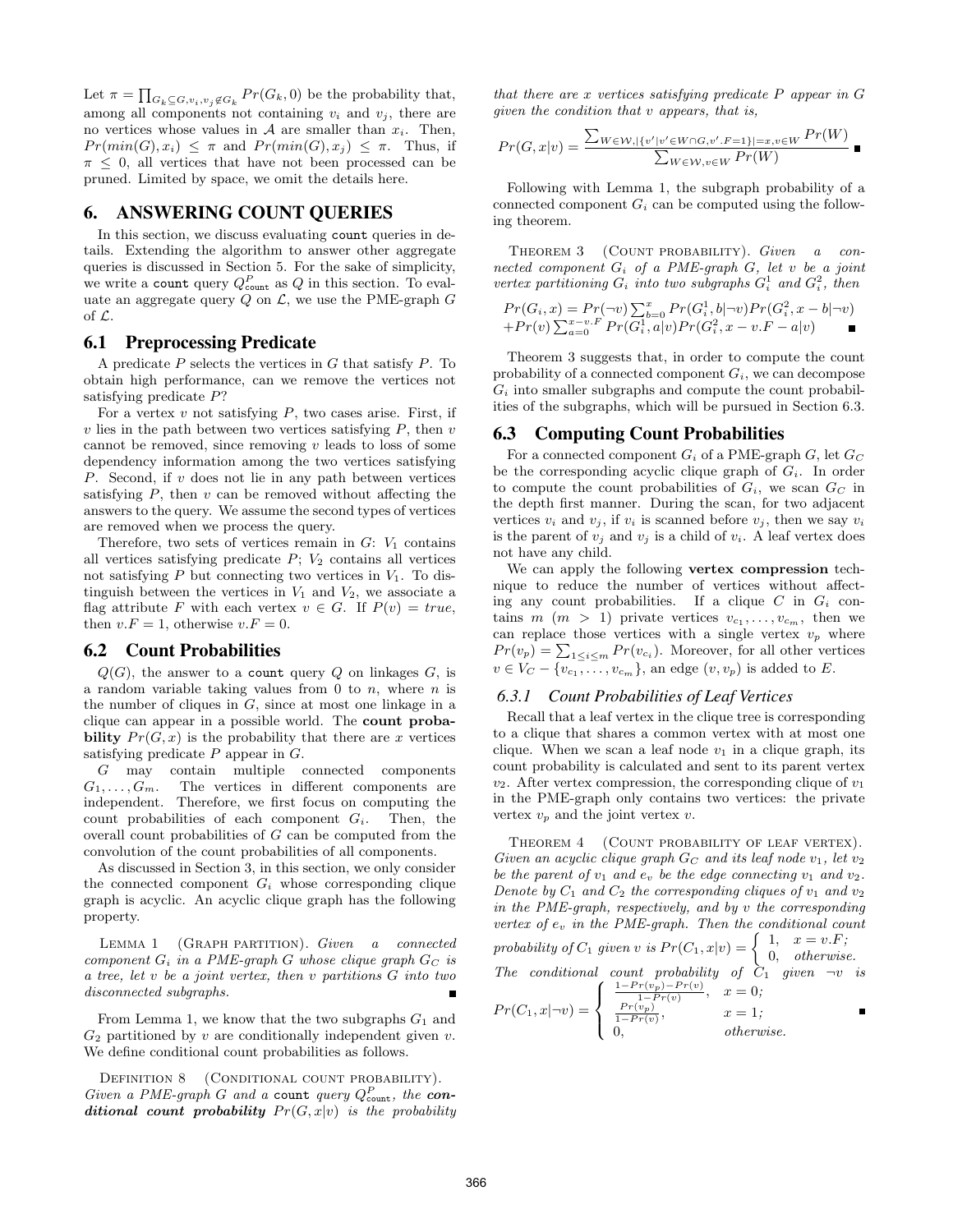Let $\pi = \prod_{G_k \subseteq G, v_i, v_j \notin G_k} Pr(G_k, 0)$ be the probability that, among all components not containing $v_i$ and $v_j$, there are no vertices whose values in $\mathcal{A}$ are smaller than $x_i$. Then, $Pr(min(G), x_i) \leq \pi$ and $Pr(min(G), x_j) \leq \pi$. Thus, if $\pi \leq 0$, all vertices that have not been processed can be pruned. Limited by space, we omit the details here.

# 6. ANSWERING COUNT QUERIES

In this section, we discuss evaluating count queries in details. Extending the algorithm to answer other aggregate queries is discussed in Section 5. For the sake of simplicity, we write a count query $Q^P_{\texttt{count}}$ as $Q$ in this section. To evaluate an aggregate query $Q$ on $\mathcal{L}$, we use the PME-graph $G$ of $\mathcal{L}$.

## 6.1 Preprocessing Predicate

A predicate $P$ selects the vertices in $G$ that satisfy $P$. To obtain high performance, can we remove the vertices not satisfying predicate $P$?

For a vertex $v$ not satisfying $P$, two cases arise. First, if $v$ lies in the path between two vertices satisfying $P$, then $v$ cannot be removed, since removing $v$ leads to loss of some dependency information among the two vertices satisfying $P$. Second, if $v$ does not lie in any path between vertices satisfying $P$, then $v$ can be removed without affecting the answers to the query. We assume the second types of vertices are removed when we process the query.

Therefore, two sets of vertices remain in $G$: $V_1$ contains all vertices satisfying predicate $P$; $V_2$ contains all vertices not satisfying $P$ but connecting two vertices in $V_1$. To distinguish between the vertices in $V_1$ and $V_2$, we associate a flag attribute $F$ with each vertex $v \in G$. If $P(v) = true$, then $v.F = 1$, otherwise $v.F = 0$.

## 6.2 Count Probabilities

$Q(G)$, the answer to a count query $Q$ on linkages $G$, is a random variable taking values from 0 to $n$, where $n$ is the number of cliques in $G$, since at most one linkage in a clique can appear in a possible world. The **count probability** $Pr(G, x)$ is the probability that there are $x$ vertices satisfying predicate $P$ appear in $G$.

$G$ may contain multiple connected components $G_1, \ldots, G_m$. The vertices in different components are independent. Therefore, we first focus on computing the count probabilities of each component $G_i$. Then, the overall count probabilities of $G$ can be computed from the convolution of the count probabilities of all components.

As discussed in Section 3, in this section, we only consider the connected component $G_i$ whose corresponding clique graph is acyclic. An acyclic clique graph has the following property.

Lemma 1 (Graph partition). *Given a connected component $G_i$ in a PME-graph $G$ whose clique graph $G_C$ is a tree, let $v$ be a joint vertex, then $v$ partitions $G$ into two disconnected subgraphs.* ∎

From Lemma 1, we know that the two subgraphs $G_1$ and $G_2$ partitioned by $v$ are conditionally independent given $v$. We define conditional count probabilities as follows.

Definition 8 (Conditional count probability). *Given a PME-graph $G$ and a* count *query $Q^P_{\texttt{count}}$, the **conditional count probability** $Pr(G, x|v)$ is the probability that there are $x$ vertices satisfying predicate $P$ appear in $G$ given the condition that $v$ appears, that is,*

$$Pr(G, x|v) = \frac{\sum_{W \in \mathcal{W}, |\{v' | v' \in W \cap G, v'.F=1\}|=x, v \in W} Pr(W)}{\sum_{W \in \mathcal{W}, v \in W} Pr(W)}$$ ∎

Following with Lemma 1, the subgraph probability of a connected component $G_i$ can be computed using the following theorem.

Theorem 3 (Count probability). *Given a connected component $G_i$ of a PME-graph $G$, let $v$ be a joint vertex partitioning $G_i$ into two subgraphs $G_i^1$ and $G_i^2$, then*

$$Pr(G_i, x) = Pr(\neg v) \sum_{b=0}^{x} Pr(G_i^1, b|\neg v) Pr(G_i^2, x - b|\neg v) + Pr(v) \sum_{a=0}^{x-v.F} Pr(G_i^1, a|v) Pr(G_i^2, x - v.F - a|v)$$ ∎

Theorem 3 suggests that, in order to compute the count probability of a connected component $G_i$, we can decompose $G_i$ into smaller subgraphs and compute the count probabilities of the subgraphs, which will be pursued in Section 6.3.

## 6.3 Computing Count Probabilities

For a connected component $G_i$ of a PME-graph $G$, let $G_C$ be the corresponding acyclic clique graph of $G_i$. In order to compute the count probabilities of $G_i$, we scan $G_C$ in the depth first manner. During the scan, for two adjacent vertices $v_i$ and $v_j$, if $v_i$ is scanned before $v_j$, then we say $v_i$ is the parent of $v_j$ and $v_j$ is a child of $v_i$. A leaf vertex does not have any child.

We can apply the following **vertex compression** technique to reduce the number of vertices without affecting any count probabilities. If a clique $C$ in $G_i$ contains $m$ ($m > 1$) private vertices $v_{c_1}, \ldots, v_{c_m}$, then we can replace those vertices with a single vertex $v_p$ where $Pr(v_p) = \sum_{1 \leq i \leq m} Pr(v_{c_i})$. Moreover, for all other vertices $v \in V_C - \{v_{c_1}, \ldots, v_{c_m}\}$, an edge $(v, v_p)$ is added to $E$.

### 6.3.1 Count Probabilities of Leaf Vertices

Recall that a leaf vertex in the clique tree is corresponding to a clique that shares a common vertex with at most one clique. When we scan a leaf node $v_1$ in a clique graph, its count probability is calculated and sent to its parent vertex $v_2$. After vertex compression, the corresponding clique of $v_1$ in the PME-graph only contains two vertices: the private vertex $v_p$ and the joint vertex $v$.

Theorem 4 (Count probability of leaf vertex). *Given an acyclic clique graph $G_C$ and its leaf node $v_1$, let $v_2$ be the parent of $v_1$ and $e_v$ be the edge connecting $v_1$ and $v_2$. Denote by $C_1$ and $C_2$ the corresponding cliques of $v_1$ and $v_2$ in the PME-graph, respectively, and by $v$ the corresponding vertex of $e_v$ in the PME-graph. Then the conditional count probability of $C_1$ given $v$ is*

$$Pr(C_1, x|v) = \begin{cases} 1, & x = v.F; \\ 0, & \text{otherwise.} \end{cases}$$

*The conditional count probability of $C_1$ given $\neg v$ is*

$$Pr(C_1, x|\neg v) = \begin{cases} \frac{1 - Pr(v_p) - Pr(v)}{1 - Pr(v)}, & x = 0; \\ \frac{Pr(v_p)}{1 - Pr(v)}, & x = 1; \\ 0, & \text{otherwise.} \end{cases}$$ ∎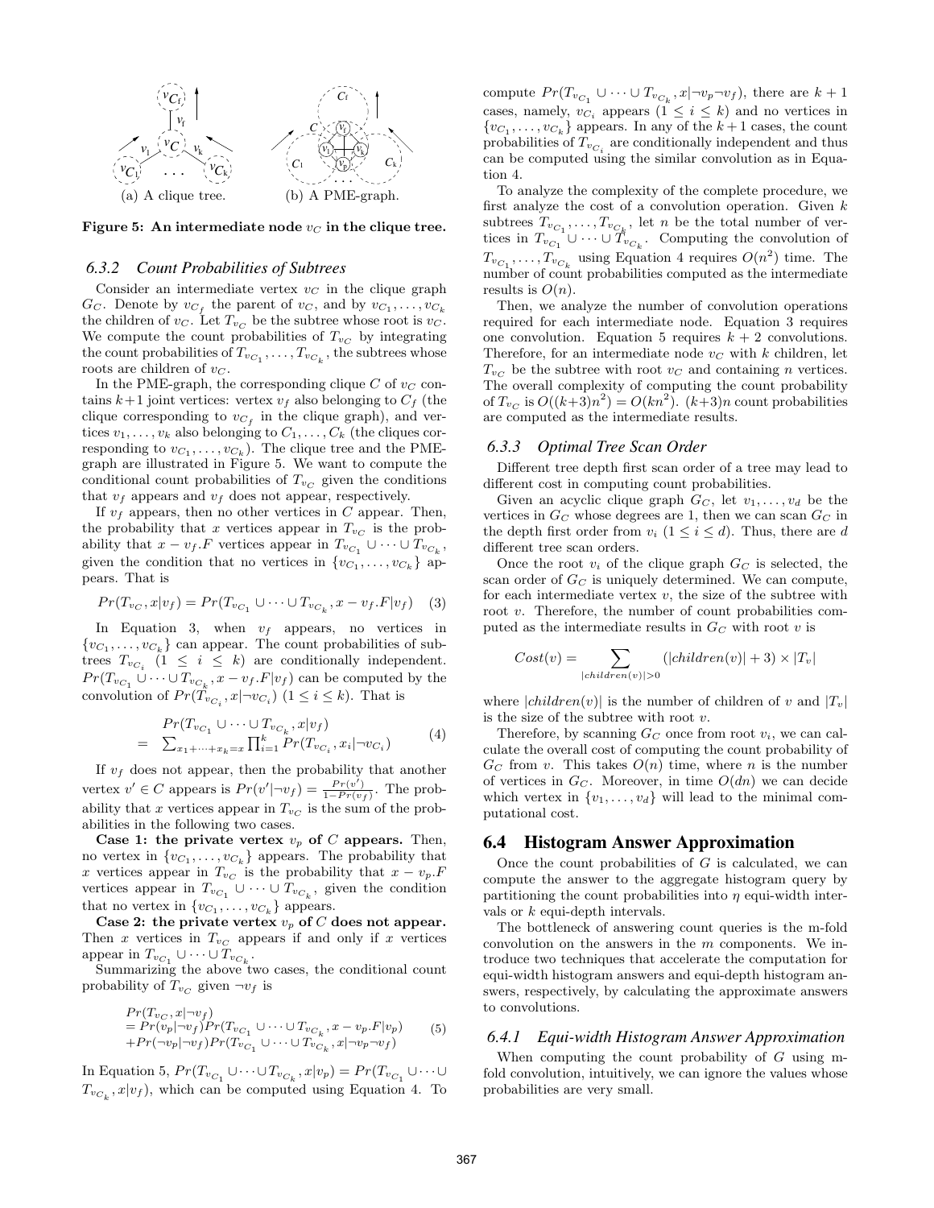(a) A clique tree. (b) A PME-graph.

**Figure 5: An intermediate node $v_C$ in the clique tree.**

### 6.3.2 Count Probabilities of Subtrees

Consider an intermediate vertex $v_C$ in the clique graph $G_C$. Denote by $v_{C_f}$ the parent of $v_C$, and by $v_{C_1}, \ldots, v_{C_k}$ the children of $v_C$. Let $T_{v_C}$ be the subtree whose root is $v_C$. We compute the count probabilities of $T_{v_C}$ by integrating the count probabilities of $T_{v_{C_1}}, \ldots, T_{v_{C_k}}$, the subtrees whose roots are children of $v_C$.

In the PME-graph, the corresponding clique $C$ of $v_C$ contains $k+1$ joint vertices: vertex $v_f$ also belonging to $C_f$ (the clique corresponding to $v_{C_f}$ in the clique graph), and vertices $v_1, \ldots, v_k$ also belonging to $C_1, \ldots, C_k$ (the cliques corresponding to $v_{C_1}, \ldots, v_{C_k}$). The clique tree and the PME-graph are illustrated in Figure 5. We want to compute the conditional count probabilities of $T_{v_C}$ given the conditions that $v_f$ appears and $v_f$ does not appear, respectively.

If $v_f$ appears, then no other vertices in $C$ appear. Then, the probability that $x$ vertices appear in $T_{v_C}$ is the probability that $x - v_f.F$ vertices appear in $T_{v_{C_1}} \cup \cdots \cup T_{v_{C_k}}$, given the condition that no vertices in $\{v_{C_1}, \ldots, v_{C_k}\}$ appears. That is

$$Pr(T_{v_C}, x|v_f) = Pr(T_{v_{C_1}} \cup \cdots \cup T_{v_{C_k}}, x - v_f.F|v_f) \quad (3)$$

In Equation 3, when $v_f$ appears, no vertices in $\{v_{C_1}, \ldots, v_{C_k}\}$ can appear. The count probabilities of subtrees $T_{v_{C_i}}$ $(1 \leq i \leq k)$ are conditionally independent. $Pr(T_{v_{C_1}} \cup \cdots \cup T_{v_{C_k}}, x - v_f.F|v_f)$ can be computed by the convolution of $Pr(T_{v_{C_i}}, x|\neg v_{C_i})$ $(1 \leq i \leq k)$. That is

$$\begin{aligned} & Pr(T_{v_{C_1}} \cup \cdots \cup T_{v_{C_k}}, x|v_f) \\ = & \sum_{x_1 + \cdots + x_k = x} \prod_{i=1}^{k} Pr(T_{v_{C_i}}, x_i|\neg v_{C_i}) \end{aligned} \quad (4)$$

If $v_f$ does not appear, then the probability that another vertex $v' \in C$ appears is $Pr(v'|\neg v_f) = \frac{Pr(v')}{1 - Pr(v_f)}$. The probability that $x$ vertices appear in $T_{v_C}$ is the sum of the probabilities in the following two cases.

**Case 1: the private vertex $v_p$ of $C$ appears.** Then, no vertex in $\{v_{C_1}, \ldots, v_{C_k}\}$ appears. The probability that $x$ vertices appear in $T_{v_C}$ is the probability that $x - v_p.F$ vertices appear in $T_{v_{C_1}} \cup \cdots \cup T_{v_{C_k}}$, given the condition that no vertex in $\{v_{C_1}, \ldots, v_{C_k}\}$ appears.

**Case 2: the private vertex $v_p$ of $C$ does not appear.** Then $x$ vertices in $T_{v_C}$ appears if and only if $x$ vertices appear in $T_{v_{C_1}} \cup \cdots \cup T_{v_{C_k}}$.

Summarizing the above two cases, the conditional count probability of $T_{v_C}$ given $\neg v_f$ is

$$\begin{aligned} & Pr(T_{v_C}, x|\neg v_f) \\ & = Pr(v_p|\neg v_f) Pr(T_{v_{C_1}} \cup \cdots \cup T_{v_{C_k}}, x - v_p.F|v_p) \\ & + Pr(\neg v_p|\neg v_f) Pr(T_{v_{C_1}} \cup \cdots \cup T_{v_{C_k}}, x|\neg v_p \neg v_f) \end{aligned} \quad (5)$$

In Equation 5, $Pr(T_{v_{C_1}} \cup \cdots \cup T_{v_{C_k}}, x|v_p) = Pr(T_{v_{C_1}} \cup \cdots \cup T_{v_{C_k}}, x|v_f)$, which can be computed using Equation 4. To compute $Pr(T_{v_{C_1}} \cup \cdots \cup T_{v_{C_k}}, x|\neg v_p \neg v_f)$, there are $k+1$ cases, namely, $v_{C_i}$ appears $(1 \leq i \leq k)$ and no vertices in $\{v_{C_1}, \ldots, v_{C_k}\}$ appears. In any of the $k+1$ cases, the count probabilities of $T_{v_{C_i}}$ are conditionally independent and thus can be computed using the similar convolution as in Equation 4.

To analyze the complexity of the complete procedure, we first analyze the cost of a convolution operation. Given $k$ subtrees $T_{v_{C_1}}, \ldots, T_{v_{C_k}}$, let $n$ be the total number of vertices in $T_{v_{C_1}} \cup \cdots \cup T_{v_{C_k}}$. Computing the convolution of $T_{v_{C_1}}, \ldots, T_{v_{C_k}}$ using Equation 4 requires $O(n^2)$ time. The number of count probabilities computed as the intermediate results is $O(n)$.

Then, we analyze the number of convolution operations required for each intermediate node. Equation 3 requires one convolution. Equation 5 requires $k+2$ convolutions. Therefore, for an intermediate node $v_C$ with $k$ children, let $T_{v_C}$ be the subtree with root $v_C$ and containing $n$ vertices. The overall complexity of computing the count probability of $T_{v_C}$ is $O((k+3)n^2) = O(kn^2)$. $(k+3)n$ count probabilities are computed as the intermediate results.

### 6.3.3 Optimal Tree Scan Order

Different tree depth first scan order of a tree may lead to different cost in computing count probabilities.

Given an acyclic clique graph $G_C$, let $v_1, \ldots, v_d$ be the vertices in $G_C$ whose degrees are 1, then we can scan $G_C$ in the depth first order from $v_i$ $(1 \leq i \leq d)$. Thus, there are $d$ different tree scan orders.

Once the root $v_i$ of the clique graph $G_C$ is selected, the scan order of $G_C$ is uniquely determined. We can compute, for each intermediate vertex $v$, the size of the subtree with root $v$. Therefore, the number of count probabilities computed as the intermediate results in $G_C$ with root $v$ is

$$Cost(v) = \sum_{|children(v)|>0} (|children(v)| + 3) \times |T_v|$$

where $|children(v)|$ is the number of children of $v$ and $|T_v|$ is the size of the subtree with root $v$.

Therefore, by scanning $G_C$ once from root $v_i$, we can calculate the overall cost of computing the count probability of $G_C$ from $v$. This takes $O(n)$ time, where $n$ is the number of vertices in $G_C$. Moreover, in time $O(dn)$ we can decide which vertex in $\{v_1, \ldots, v_d\}$ will lead to the minimal computational cost.

## 6.4 Histogram Answer Approximation

Once the count probabilities of $G$ is calculated, we can compute the answer to the aggregate histogram query by partitioning the count probabilities into $\eta$ equi-width intervals or $k$ equi-depth intervals.

The bottleneck of answering count queries is the m-fold convolution on the answers in the $m$ components. We introduce two techniques that accelerate the computation for equi-width histogram answers and equi-depth histogram answers, respectively, by calculating the approximate answers to convolutions.

### 6.4.1 Equi-width Histogram Answer Approximation

When computing the count probability of $G$ using m-fold convolution, intuitively, we can ignore the values whose probabilities are very small.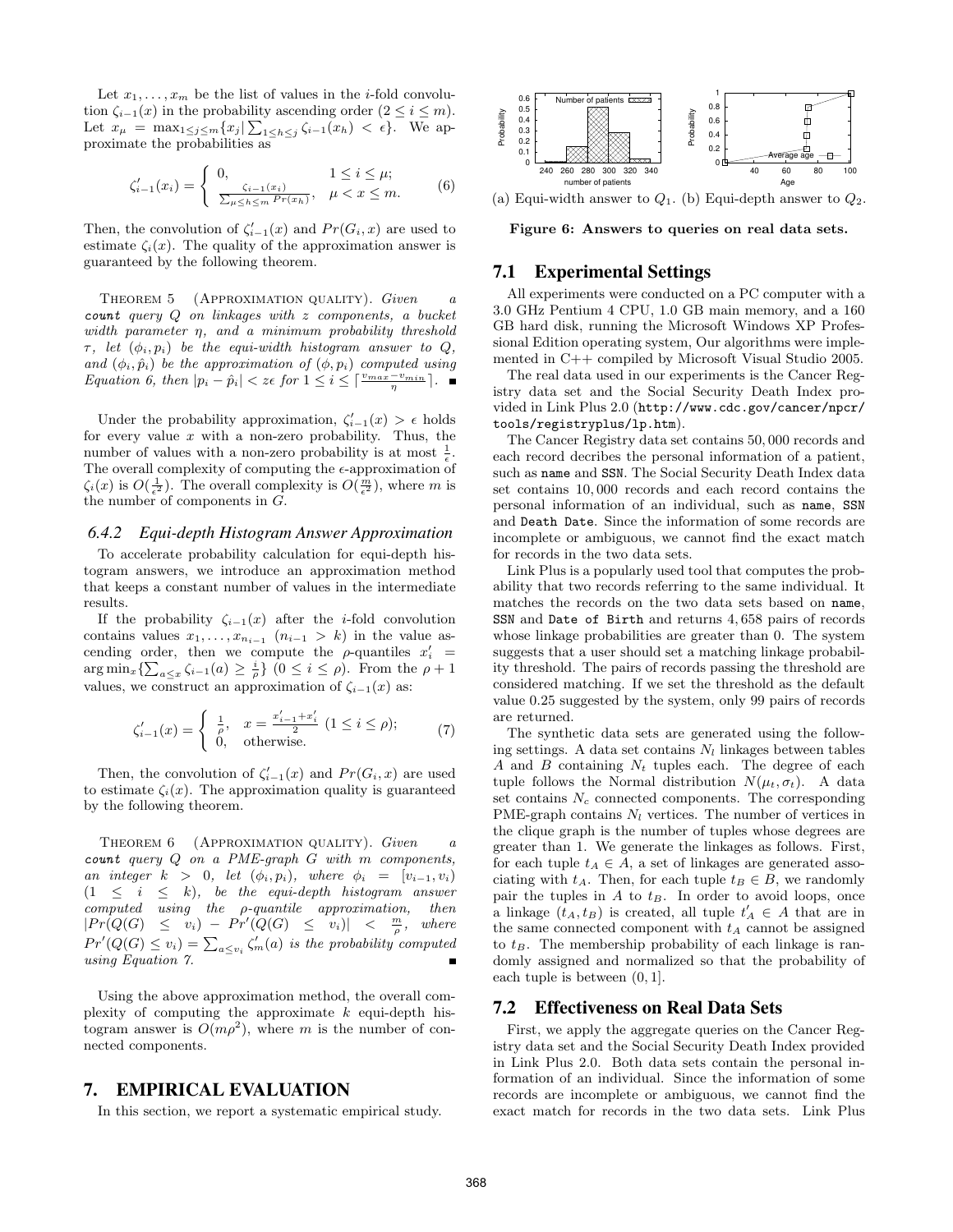Let $x_1, \ldots, x_m$ be the list of values in the $i$-fold convolution $\zeta_{i-1}(x)$ in the probability ascending order ($2 \leq i \leq m$). Let $x_\mu = \max_{1 \leq j \leq m}\{x_j | \sum_{1 \leq h \leq j} \zeta_{i-1}(x_h) < \epsilon\}$. We approximate the probabilities as

$$\zeta'_{i-1}(x_i) = \begin{cases} 0, & 1 \leq i \leq \mu; \\ \frac{\zeta_{i-1}(x_i)}{\sum_{\mu \leq h \leq m} Pr(x_h)}, & \mu < x \leq m. \end{cases} \quad (6)$$

Then, the convolution of $\zeta'_{i-1}(x)$ and $Pr(G_i, x)$ are used to estimate $\zeta_i(x)$. The quality of the approximation answer is guaranteed by the following theorem.

THEOREM 5 (APPROXIMATION QUALITY). *Given a* **count** *query $Q$ on linkages with $z$ components, a bucket width parameter $\eta$, and a minimum probability threshold $\tau$, let $(\phi_i, p_i)$ be the equi-width histogram answer to $Q$, and $(\phi_i, \hat{p}_i)$ be the approximation of $(\phi, p_i)$ computed using Equation 6, then $|p_i - \hat{p}_i| < z\epsilon$ for $1 \leq i \leq \lceil \frac{v_{max} - v_{min}}{\eta} \rceil$.* ∎

Under the probability approximation, $\zeta'_{i-1}(x) > \epsilon$ holds for every value $x$ with a non-zero probability. Thus, the number of values with a non-zero probability is at most $\frac{1}{\epsilon}$. The overall complexity of computing the $\epsilon$-approximation of $\zeta_i(x)$ is $O(\frac{1}{\epsilon^2})$. The overall complexity is $O(\frac{m}{\epsilon^2})$, where $m$ is the number of components in $G$.

### 6.4.2 Equi-depth Histogram Answer Approximation

To accelerate probability calculation for equi-depth histogram answers, we introduce an approximation method that keeps a constant number of values in the intermediate results.

If the probability $\zeta_{i-1}(x)$ after the $i$-fold convolution contains values $x_1, \ldots, x_{n_{i-1}}$ ($n_{i-1} > k$) in the value ascending order, then we compute the $\rho$-quantiles $x'_i = \arg\min_x\{\sum_{a \leq x} \zeta_{i-1}(a) \geq \frac{i}{\rho}\}$ ($0 \leq i \leq \rho$). From the $\rho + 1$ values, we construct an approximation of $\zeta_{i-1}(x)$ as:

$$\zeta'_{i-1}(x) = \begin{cases} \frac{1}{\rho}, & x = \frac{x'_{i-1} + x'_i}{2} \ (1 \leq i \leq \rho); \\ 0, & \text{otherwise.} \end{cases} \quad (7)$$

Then, the convolution of $\zeta'_{i-1}(x)$ and $Pr(G_i, x)$ are used to estimate $\zeta_i(x)$. The approximation quality is guaranteed by the following theorem.

THEOREM 6 (APPROXIMATION QUALITY). *Given a* **count** *query $Q$ on a PME-graph $G$ with $m$ components, an integer $k > 0$, let $(\phi_i, p_i)$, where $\phi_i = [v_{i-1}, v_i)$ ($1 \leq i \leq k$), be the equi-depth histogram answer computed using the $\rho$-quantile approximation, then $|Pr(Q(G) \leq v_i) - Pr'(Q(G) \leq v_i)| < \frac{m}{\rho}$, where $Pr'(Q(G) \leq v_i) = \sum_{a \leq v_i} \zeta'_m(a)$ is the probability computed using Equation 7.* ∎

Using the above approximation method, the overall complexity of computing the approximate $k$ equi-depth histogram answer is $O(m\rho^2)$, where $m$ is the number of connected components.

## 7. EMPIRICAL EVALUATION

In this section, we report a systematic empirical study.

(a) Equi-width answer to $Q_1$. (b) Equi-depth answer to $Q_2$.

**Figure 6: Answers to queries on real data sets.**

### 7.1 Experimental Settings

All experiments were conducted on a PC computer with a 3.0 GHz Pentium 4 CPU, 1.0 GB main memory, and a 160 GB hard disk, running the Microsoft Windows XP Professional Edition operating system, Our algorithms were implemented in C++ compiled by Microsoft Visual Studio 2005.

The real data used in our experiments is the Cancer Registry data set and the Social Security Death Index provided in Link Plus 2.0 (`http://www.cdc.gov/cancer/npcr/tools/registryplus/lp.htm`).

The Cancer Registry data set contains 50,000 records and each record decribes the personal information of a patient, such as `name` and `SSN`. The Social Security Death Index data set contains 10,000 records and each record contains the personal information of an individual, such as `name`, `SSN` and `Death Date`. Since the information of some records are incomplete or ambiguous, we cannot find the exact match for records in the two data sets.

Link Plus is a popularly used tool that computes the probability that two records referring to the same individual. It matches the records on the two data sets based on `name`, `SSN` and `Date of Birth` and returns 4,658 pairs of records whose linkage probabilities are greater than 0. The system suggests that a user should set a matching linkage probability threshold. The pairs of records passing the threshold are considered matching. If we set the threshold as the default value 0.25 suggested by the system, only 99 pairs of records are returned.

The synthetic data sets are generated using the following settings. A data set contains $N_l$ linkages between tables $A$ and $B$ containing $N_t$ tuples each. The degree of each tuple follows the Normal distribution $N(\mu_t, \sigma_t)$. A data set contains $N_c$ connected components. The corresponding PME-graph contains $N_l$ vertices. The number of vertices in the clique graph is the number of tuples whose degrees are greater than 1. We generate the linkages as follows. First, for each tuple $t_A \in A$, a set of linkages are generated associating with $t_A$. Then, for each tuple $t_B \in B$, we randomly pair the tuples in $A$ to $t_B$. In order to avoid loops, once a linkage $(t_A, t_B)$ is created, all tuple $t'_A \in A$ that are in the same connected component with $t_A$ cannot be assigned to $t_B$. The membership probability of each linkage is randomly assigned and normalized so that the probability of each tuple is between $(0, 1]$.

### 7.2 Effectiveness on Real Data Sets

First, we apply the aggregate queries on the Cancer Registry data set and the Social Security Death Index provided in Link Plus 2.0. Both data sets contain the personal information of an individual. Since the information of some records are incomplete or ambiguous, we cannot find the exact match for records in the two data sets. Link Plus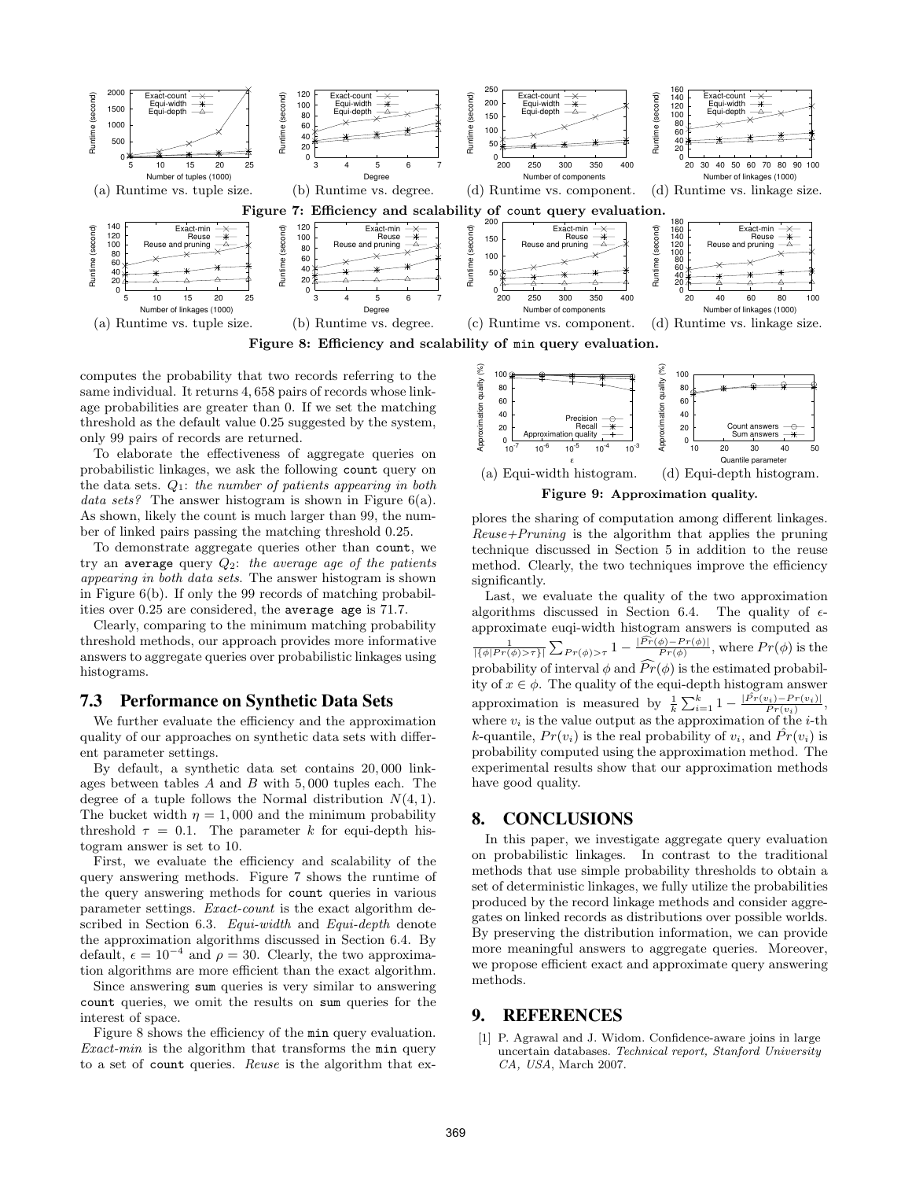(a) Runtime vs. tuple size. (b) Runtime vs. degree. (d) Runtime vs. component. (d) Runtime vs. linkage size.

**Figure 7: Efficiency and scalability of `count` query evaluation.**

(a) Runtime vs. tuple size. (b) Runtime vs. degree. (c) Runtime vs. component. (d) Runtime vs. linkage size.

**Figure 8: Efficiency and scalability of `min` query evaluation.**

computes the probability that two records referring to the same individual. It returns 4,658 pairs of records whose linkage probabilities are greater than 0. If we set the matching threshold as the default value 0.25 suggested by the system, only 99 pairs of records are returned.

To elaborate the effectiveness of aggregate queries on probabilistic linkages, we ask the following `count` query on the data sets. $Q_1$: *the number of patients appearing in both data sets?* The answer histogram is shown in Figure 6(a). As shown, likely the count is much larger than 99, the number of linked pairs passing the matching threshold 0.25.

To demonstrate aggregate queries other than `count`, we try an `average` query $Q_2$: *the average age of the patients appearing in both data sets*. The answer histogram is shown in Figure 6(b). If only the 99 records of matching probabilities over 0.25 are considered, the `average age` is 71.7.

Clearly, comparing to the minimum matching probability threshold methods, our approach provides more informative answers to aggregate queries over probabilistic linkages using histograms.

## 7.3 Performance on Synthetic Data Sets

We further evaluate the efficiency and the approximation quality of our approaches on synthetic data sets with different parameter settings.

By default, a synthetic data set contains 20,000 linkages between tables $A$ and $B$ with 5,000 tuples each. The degree of a tuple follows the Normal distribution $N(4,1)$. The bucket width $\eta = 1,000$ and the minimum probability threshold $\tau = 0.1$. The parameter $k$ for equi-depth histogram answer is set to 10.

First, we evaluate the efficiency and scalability of the query answering methods. Figure 7 shows the runtime of the query answering methods for `count` queries in various parameter settings. *Exact-count* is the exact algorithm described in Section 6.3. *Equi-width* and *Equi-depth* denote the approximation algorithms discussed in Section 6.4. By default, $\epsilon = 10^{-4}$ and $\rho = 30$. Clearly, the two approximation algorithms are more efficient than the exact algorithm.

Since answering `sum` queries is very similar to answering `count` queries, we omit the results on `sum` queries for the interest of space.

Figure 8 shows the efficiency of the `min` query evaluation. *Exact-min* is the algorithm that transforms the `min` query to a set of `count` queries. *Reuse* is the algorithm that explores the sharing of computation among different linkages. *Reuse+Pruning* is the algorithm that applies the pruning technique discussed in Section 5 in addition to the reuse method. Clearly, the two techniques improve the efficiency significantly.

(a) Equi-width histogram. (d) Equi-depth histogram.

**Figure 9: Approximation quality.**

Last, we evaluate the quality of the two approximation algorithms discussed in Section 6.4. The quality of $\epsilon$-approximate euqi-width histogram answers is computed as $\frac{1}{|\{\phi|Pr(\phi)>\tau\}|}\sum_{Pr(\phi)>\tau} 1 - \frac{|\widehat{Pr}(\phi)-Pr(\phi)|}{Pr(\phi)}$, where $Pr(\phi)$ is the probability of interval $\phi$ and $\widehat{Pr}(\phi)$ is the estimated probability of $x \in \phi$. The quality of the equi-depth histogram answer approximation is measured by $\frac{1}{k}\sum_{i=1}^{k} 1 - \frac{|\hat{Pr}(v_i)-Pr(v_i)|}{Pr(v_i)}$, where $v_i$ is the value output as the approximation of the $i$-th $k$-quantile, $Pr(v_i)$ is the real probability of $v_i$, and $\hat{Pr}(v_i)$ is probability computed using the approximation method. The experimental results show that our approximation methods have good quality.

# 8. CONCLUSIONS

In this paper, we investigate aggregate query evaluation on probabilistic linkages. In contrast to the traditional methods that use simple probability thresholds to obtain a set of deterministic linkages, we fully utilize the probabilities produced by the record linkage methods and consider aggregates on linked records as distributions over possible worlds. By preserving the distribution information, we can provide more meaningful answers to aggregate queries. Moreover, we propose efficient exact and approximate query answering methods.

# 9. REFERENCES

[1] P. Agrawal and J. Widom. Confidence-aware joins in large uncertain databases. *Technical report, Stanford University CA, USA*, March 2007.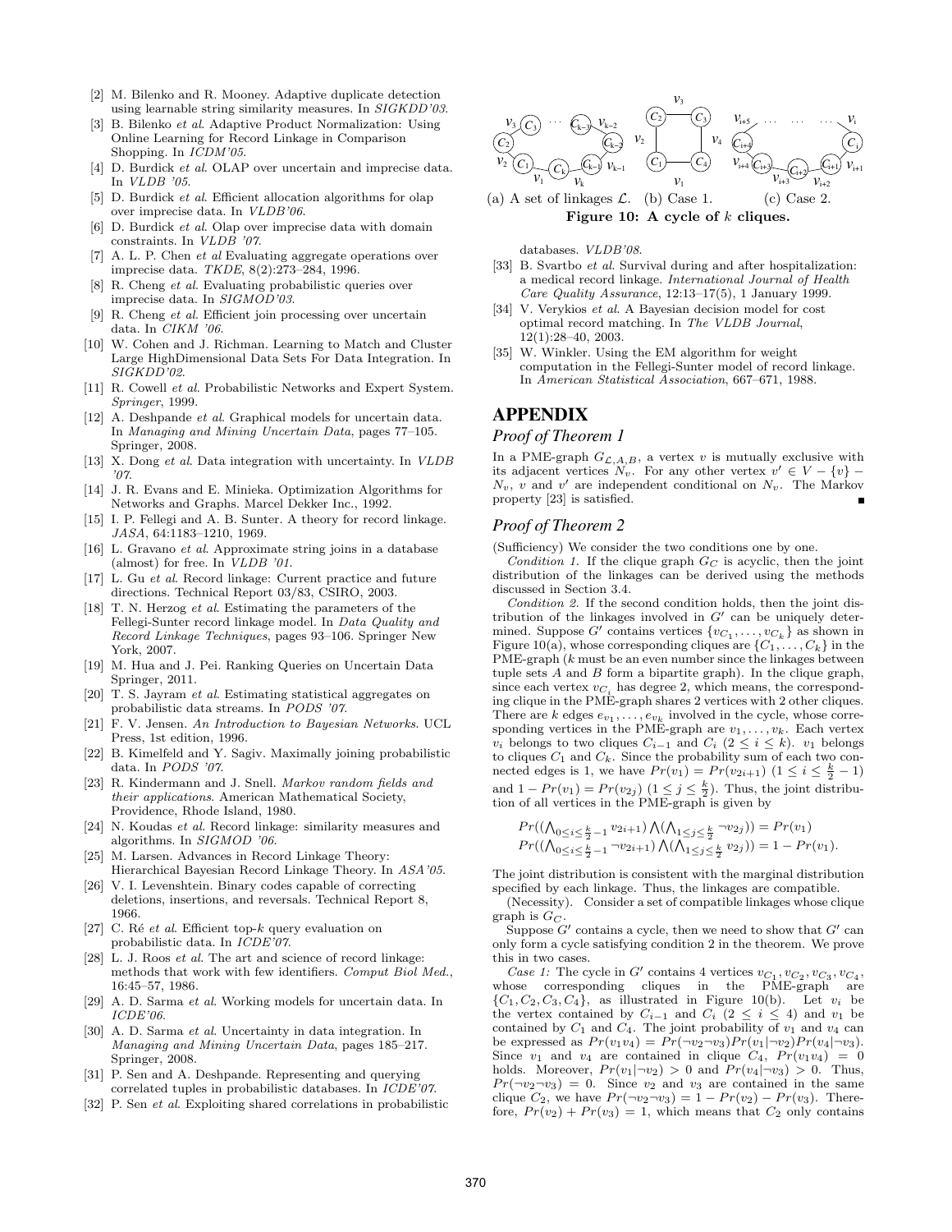[2] M. Bilenko and R. Mooney. Adaptive duplicate detection using learnable string similarity measures. In *SIGKDD'03*.

[3] B. Bilenko *et al.* Adaptive Product Normalization: Using Online Learning for Record Linkage in Comparison Shopping. In *ICDM'05*.

[4] D. Burdick *et al.* OLAP over uncertain and imprecise data. In *VLDB '05*.

[5] D. Burdick *et al.* Efficient allocation algorithms for olap over imprecise data. In *VLDB'06*.

[6] D. Burdick *et al.* Olap over imprecise data with domain constraints. In *VLDB '07*.

[7] A. L. P. Chen *et al* Evaluating aggregate operations over imprecise data. *TKDE*, 8(2):273–284, 1996.

[8] R. Cheng *et al.* Evaluating probabilistic queries over imprecise data. In *SIGMOD'03*.

[9] R. Cheng *et al.* Efficient join processing over uncertain data. In *CIKM '06*.

[10] W. Cohen and J. Richman. Learning to Match and Cluster Large HighDimensional Data Sets For Data Integration. In *SIGKDD'02*.

[11] R. Cowell *et al.* Probabilistic Networks and Expert System. *Springer*, 1999.

[12] A. Deshpande *et al.* Graphical models for uncertain data. In *Managing and Mining Uncertain Data*, pages 77–105. Springer, 2008.

[13] X. Dong *et al.* Data integration with uncertainty. In *VLDB '07*.

[14] J. R. Evans and E. Minieka. Optimization Algorithms for Networks and Graphs. Marcel Dekker Inc., 1992.

[15] I. P. Fellegi and A. B. Sunter. A theory for record linkage. *JASA*, 64:1183–1210, 1969.

[16] L. Gravano *et al.* Approximate string joins in a database (almost) for free. In *VLDB '01*.

[17] L. Gu *et al.* Record linkage: Current practice and future directions. Technical Report 03/83, CSIRO, 2003.

[18] T. N. Herzog *et al.* Estimating the parameters of the Fellegi-Sunter record linkage model. In *Data Quality and Record Linkage Techniques*, pages 93–106. Springer New York, 2007.

[19] M. Hua and J. Pei. Ranking Queries on Uncertain Data Springer, 2011.

[20] T. S. Jayram *et al.* Estimating statistical aggregates on probabilistic data streams. In *PODS '07*.

[21] F. V. Jensen. *An Introduction to Bayesian Networks*. UCL Press, 1st edition, 1996.

[22] B. Kimelfeld and Y. Sagiv. Maximally joining probabilistic data. In *PODS '07*.

[23] R. Kindermann and J. Snell. *Markov random fields and their applications*. American Mathematical Society, Providence, Rhode Island, 1980.

[24] N. Koudas *et al.* Record linkage: similarity measures and algorithms. In *SIGMOD '06*.

[25] M. Larsen. Advances in Record Linkage Theory: Hierarchical Bayesian Record Linkage Theory. In *ASA'05*.

[26] V. I. Levenshtein. Binary codes capable of correcting deletions, insertions, and reversals. Technical Report 8, 1966.

[27] C. Ré *et al.* Efficient top-*k* query evaluation on probabilistic data. In *ICDE'07*.

[28] L. J. Roos *et al.* The art and science of record linkage: methods that work with few identifiers. *Comput Biol Med.*, 16:45–57, 1986.

[29] A. D. Sarma *et al.* Working models for uncertain data. In *ICDE'06*.

[30] A. D. Sarma *et al.* Uncertainty in data integration. In *Managing and Mining Uncertain Data*, pages 185–217. Springer, 2008.

[31] P. Sen and A. Deshpande. Representing and querying correlated tuples in probabilistic databases. In *ICDE'07*.

[32] P. Sen *et al.* Exploiting shared correlations in probabilistic databases. *VLDB'08*.

[33] B. Svartbo *et al.* Survival during and after hospitalization: a medical record linkage. *International Journal of Health Care Quality Assurance*, 12:13–17(5), 1 January 1999.

[34] V. Verykios *et al.* A Bayesian decision model for cost optimal record matching. In *The VLDB Journal*, 12(1):28–40, 2003.

[35] W. Winkler. Using the EM algorithm for weight computation in the Fellegi-Sunter model of record linkage. In *American Statistical Association*, 667–671, 1988.

(a) A set of linkages $\mathcal{L}$. (b) Case 1. (c) Case 2.

**Figure 10: A cycle of $k$ cliques.**

# APPENDIX

## Proof of Theorem 1

In a PME-graph $G_{\mathcal{L},A,B}$, a vertex $v$ is mutually exclusive with its adjacent vertices $N_v$. For any other vertex $v' \in V - \{v\} - N_v$, $v$ and $v'$ are independent conditional on $N_v$. The Markov property [23] is satisfied. ∎

## Proof of Theorem 2

(Sufficiency) We consider the two conditions one by one.

*Condition 1.* If the clique graph $G_C$ is acyclic, then the joint distribution of the linkages can be derived using the methods discussed in Section 3.4.

*Condition 2.* If the second condition holds, then the joint distribution of the linkages involved in $G'$ can be uniquely determined. Suppose $G'$ contains vertices $\{v_{C_1}, \dots, v_{C_k}\}$ as shown in Figure 10(a), whose corresponding cliques are $\{C_1, \dots, C_k\}$ in the PME-graph ($k$ must be an even number since the linkages between tuple sets $A$ and $B$ form a bipartite graph). In the clique graph, since each vertex $v_{C_i}$ has degree 2, which means, the corresponding clique in the PME-graph shares 2 vertices with 2 other cliques. There are $k$ edges $e_{v_1}, \dots, e_{v_k}$ involved in the cycle, whose corresponding vertices in the PME-graph are $v_1, \dots, v_k$. Each vertex $v_i$ belongs to two cliques $C_{i-1}$ and $C_i$ ($2 \le i \le k$). $v_1$ belongs to cliques $C_1$ and $C_k$. Since the probability sum of each two connected edges is 1, we have $Pr(v_1) = Pr(v_{2i+1})$ ($1 \le i \le \frac{k}{2} - 1$) and $1 - Pr(v_1) = Pr(v_{2j})$ ($1 \le j \le \frac{k}{2}$). Thus, the joint distribution of all vertices in the PME-graph is given by

$$Pr((\bigwedge_{0 \le i \le \frac{k}{2}-1} v_{2i+1}) \bigwedge (\bigwedge_{1 \le j \le \frac{k}{2}} \neg v_{2j})) = Pr(v_1)$$
$$Pr((\bigwedge_{0 \le i \le \frac{k}{2}-1} \neg v_{2i+1}) \bigwedge (\bigwedge_{1 \le j \le \frac{k}{2}} v_{2j})) = 1 - Pr(v_1).$$

The joint distribution is consistent with the marginal distribution specified by each linkage. Thus, the linkages are compatible.

(Necessity). Consider a set of compatible linkages whose clique graph is $G_C$.

Suppose $G'$ contains a cycle, then we need to show that $G'$ can only form a cycle satisfying condition 2 in the theorem. We prove this in two cases.

*Case 1:* The cycle in $G'$ contains 4 vertices $v_{C_1}, v_{C_2}, v_{C_3}, v_{C_4}$, whose corresponding cliques in the PME-graph are $\{C_1, C_2, C_3, C_4\}$, as illustrated in Figure 10(b). Let $v_i$ be the vertex contained by $C_{i-1}$ and $C_i$ ($2 \le i \le 4$) and $v_1$ be contained by $C_1$ and $C_4$. The joint probability of $v_1$ and $v_4$ can be expressed as $Pr(v_1 v_4) = Pr(\neg v_2 \neg v_3) Pr(v_1 | \neg v_2) Pr(v_4 | \neg v_3)$. Since $v_1$ and $v_4$ are contained in clique $C_4$, $Pr(v_1 v_4) = 0$ holds. Moreover, $Pr(v_1 | \neg v_2) > 0$ and $Pr(v_4 | \neg v_3) > 0$. Thus, $Pr(\neg v_2 \neg v_3) = 0$. Since $v_2$ and $v_3$ are contained in the same clique $C_2$, we have $Pr(\neg v_2 \neg v_3) = 1 - Pr(v_2) - Pr(v_3)$. Therefore, $Pr(v_2) + Pr(v_3) = 1$, which means that $C_2$ only contains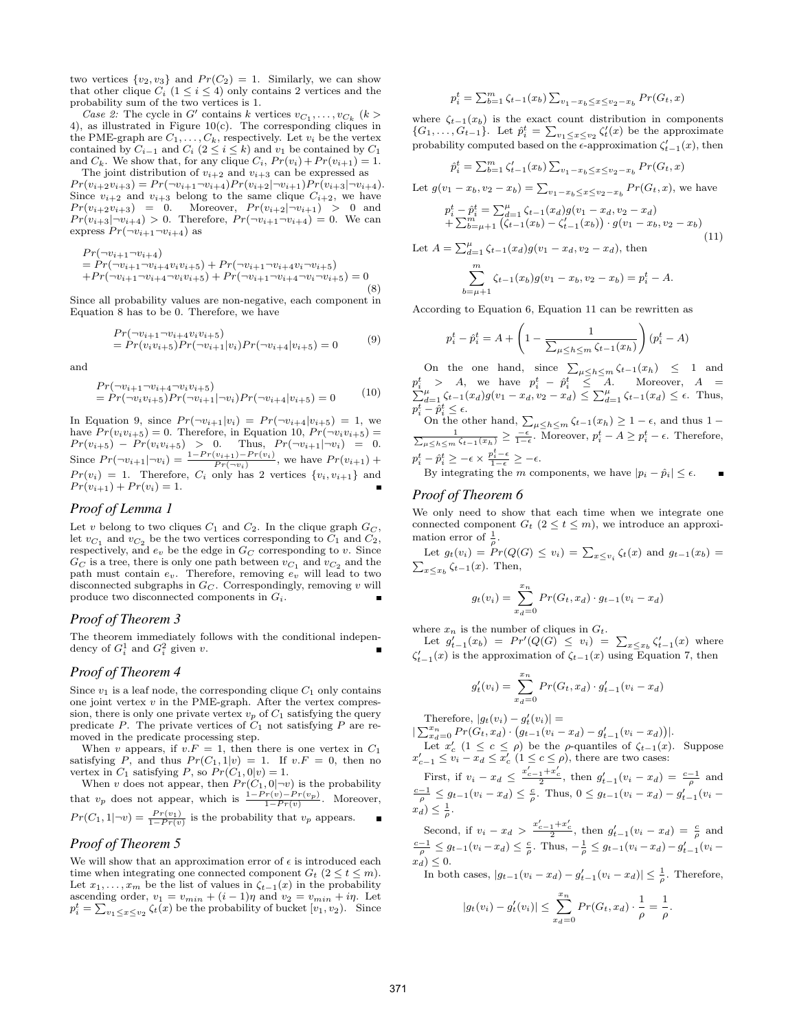two vertices $\{v_2, v_3\}$ and $Pr(C_2) = 1$. Similarly, we can show that other clique $C_i$ ($1 \leq i \leq 4$) only contains 2 vertices and the probability sum of the two vertices is 1.

*Case 2:* The cycle in $G'$ contains $k$ vertices $v_{C_1}, \ldots, v_{C_k}$ ($k > 4$), as illustrated in Figure 10(c). The corresponding cliques in the PME-graph are $C_1, \ldots, C_k$, respectively. Let $v_i$ be the vertex contained by $C_{i-1}$ and $C_i$ ($2 \leq i \leq k$) and $v_1$ be contained by $C_1$ and $C_k$. We show that, for any clique $C_i$, $Pr(v_i) + Pr(v_{i+1}) = 1$.

The joint distribution of $v_{i+2}$ and $v_{i+3}$ can be expressed as $Pr(v_{i+2}v_{i+3}) = Pr(\neg v_{i+1}\neg v_{i+4})Pr(v_{i+2}|\neg v_{i+1})Pr(v_{i+3}|\neg v_{i+4})$. Since $v_{i+2}$ and $v_{i+3}$ belong to the same clique $C_{i+2}$, we have $Pr(v_{i+2}v_{i+3}) = 0$. Moreover, $Pr(v_{i+2}|\neg v_{i+1}) > 0$ and $Pr(v_{i+3}|\neg v_{i+4}) > 0$. Therefore, $Pr(\neg v_{i+1}\neg v_{i+4}) = 0$. We can express $Pr(\neg v_{i+1}\neg v_{i+4})$ as

$$
\begin{aligned}
&Pr(\neg v_{i+1}\neg v_{i+4}) \\
&= Pr(\neg v_{i+1}\neg v_{i+4}v_iv_{i+5}) + Pr(\neg v_{i+1}\neg v_{i+4}v_i\neg v_{i+5}) \\
&+ Pr(\neg v_{i+1}\neg v_{i+4}\neg v_iv_{i+5}) + Pr(\neg v_{i+1}\neg v_{i+4}\neg v_i\neg v_{i+5}) = 0
\end{aligned} \tag{8}
$$

Since all probability values are non-negative, each component in Equation 8 has to be 0. Therefore, we have

$$
\begin{aligned}
&Pr(\neg v_{i+1}\neg v_{i+4}v_iv_{i+5}) \\
&= Pr(v_iv_{i+5})Pr(\neg v_{i+1}|v_i)Pr(\neg v_{i+4}|v_{i+5}) = 0
\end{aligned} \tag{9}
$$

and

$$
\begin{aligned}
&Pr(\neg v_{i+1}\neg v_{i+4}\neg v_iv_{i+5}) \\
&= Pr(\neg v_iv_{i+5})Pr(\neg v_{i+1}|\neg v_i)Pr(\neg v_{i+4}|v_{i+5}) = 0
\end{aligned} \tag{10}
$$

In Equation 9, since $Pr(\neg v_{i+1}|v_i) = Pr(\neg v_{i+4}|v_{i+5}) = 1$, we have $Pr(v_iv_{i+5}) = 0$. Therefore, in Equation 10, $Pr(\neg v_iv_{i+5}) = Pr(v_{i+5}) - Pr(v_iv_{i+5}) > 0$. Thus, $Pr(\neg v_{i+1}|\neg v_i) = 0$. Since $Pr(\neg v_{i+1}|\neg v_i) = \frac{1-Pr(v_{i+1})-Pr(v_i)}{Pr(\neg v_i)}$, we have $Pr(v_{i+1}) + Pr(v_i) = 1$. Therefore, $C_i$ only has 2 vertices $\{v_i, v_{i+1}\}$ and $Pr(v_{i+1}) + Pr(v_i) = 1$. ∎

### *Proof of Lemma 1*

Let $v$ belong to two cliques $C_1$ and $C_2$. In the clique graph $G_C$, let $v_{C_1}$ and $v_{C_2}$ be the two vertices corresponding to $C_1$ and $C_2$, respectively, and $e_v$ be the edge in $G_C$ corresponding to $v$. Since $G_C$ is a tree, there is only one path between $v_{C_1}$ and $v_{C_2}$ and the path must contain $e_v$. Therefore, removing $e_v$ will lead to two disconnected subgraphs in $G_C$. Correspondingly, removing $v$ will produce two disconnected components in $G_i$. ∎

### *Proof of Theorem 3*

The theorem immediately follows with the conditional independency of $G_i^1$ and $G_i^2$ given $v$. ∎

### *Proof of Theorem 4*

Since $v_1$ is a leaf node, the corresponding clique $C_1$ only contains one joint vertex $v$ in the PME-graph. After the vertex compression, there is only one private vertex $v_p$ of $C_1$ satisfying the query predicate $P$. The private vertices of $C_1$ not satisfying $P$ are removed in the predicate processing step.

When $v$ appears, if $v.F = 1$, then there is one vertex in $C_1$ satisfying $P$, and thus $Pr(C_1, 1|v) = 1$. If $v.F = 0$, then no vertex in $C_1$ satisfying $P$, so $Pr(C_1, 0|v) = 1$.

When $v$ does not appear, then $Pr(C_1, 0|\neg v)$ is the probability that $v_p$ does not appear, which is $\frac{1-Pr(v)-Pr(v_p)}{1-Pr(v)}$. Moreover, $Pr(C_1, 1|\neg v) = \frac{Pr(v_1)}{1-Pr(v)}$ is the probability that $v_p$ appears. ∎

### *Proof of Theorem 5*

We will show that an approximation error of $\epsilon$ is introduced each time when integrating one connected component $G_t$ ($2 \leq t \leq m$). Let $x_1, \ldots, x_m$ be the list of values in $\zeta_{t-1}(x)$ in the probability ascending order, $v_1 = v_{min} + (i-1)\eta$ and $v_2 = v_{min} + i\eta$. Let $p_i^t = \sum_{v_1 \leq x \leq v_2} \zeta_t(x)$ be the probability of bucket $[v_1, v_2)$. Since

$$p_i^t = \textstyle\sum_{b=1}^{m} \zeta_{t-1}(x_b) \sum_{v_1-x_b \leq x \leq v_2-x_b} Pr(G_t, x)$$

where $\zeta_{t-1}(x_b)$ is the exact count distribution in components $\{G_1, \ldots, G_{t-1}\}$. Let $\hat{p}_i^t = \sum_{v_1 \leq x \leq v_2} \zeta_t'(x)$ be the approximate probability computed based on the $\epsilon$-approximation $\zeta_{t-1}'(x)$, then

$$\hat{p}_i^t = \textstyle\sum_{b=1}^{m} \zeta_{t-1}'(x_b) \sum_{v_1-x_b \leq x \leq v_2-x_b} Pr(G_t, x)$$

Let $g(v_1 - x_b, v_2 - x_b) = \sum_{v_1-x_b \leq x \leq v_2-x_b} Pr(G_t, x)$, we have

$$
\begin{aligned}
&p_i^t - \hat{p}_i^t = \textstyle\sum_{d=1}^{\mu} \zeta_{t-1}(x_d)g(v_1 - x_d, v_2 - x_d) \\
&+ \textstyle\sum_{b=\mu+1}^{m} \left(\zeta_{t-1}(x_b) - \zeta_{t-1}'(x_b)\right) \cdot g(v_1 - x_b, v_2 - x_b)
\end{aligned} \tag{11}
$$

Let $A = \sum_{d=1}^{\mu} \zeta_{t-1}(x_d)g(v_1 - x_d, v_2 - x_d)$, then

$$\sum_{b=\mu+1}^{m} \zeta_{t-1}(x_b)g(v_1 - x_b, v_2 - x_b) = p_i^t - A.$$

According to Equation 6, Equation 11 can be rewritten as

$$p_i^t - \hat{p}_i^t = A + \left(1 - \frac{1}{\sum_{\mu \leq h \leq m} \zeta_{t-1}(x_h)}\right)(p_i^t - A)$$

On the one hand, since $\sum_{\mu \leq h \leq m} \zeta_{t-1}(x_h) \leq 1$ and $p_i^t > A$, we have $p_i^t - \hat{p}_i^t \leq A$. Moreover, $A = \sum_{d=1}^{\mu} \zeta_{t-1}(x_d)g(v_1 - x_d, v_2 - x_d) \leq \sum_{d=1}^{\mu} \zeta_{t-1}(x_d) \leq \epsilon$. Thus, $p_i^t - \hat{p}_i^t \leq \epsilon$.

On the other hand, $\sum_{\mu \leq h \leq m} \zeta_{t-1}(x_h) \geq 1 - \epsilon$, and thus $1 - \frac{1}{\sum_{\mu \leq h \leq m} \zeta_{t-1}(x_h)} \geq \frac{-\epsilon}{1-\epsilon}$. Moreover, $p_i^t - A \geq p_i^t - \epsilon$. Therefore, $p_i^t - \hat{p}_i^t \geq -\epsilon \times \frac{p_i^t - \epsilon}{1-\epsilon} \geq -\epsilon$.

By integrating the $m$ components, we have $|p_i - \hat{p}_i| \leq \epsilon$. ∎

### *Proof of Theorem 6*

We only need to show that each time when we integrate one connected component $G_t$ ($2 \leq t \leq m$), we introduce an approximation error of $\frac{1}{\rho}$.

Let $g_t(v_i) = Pr(Q(G) \leq v_i) = \sum_{x \leq v_i} \zeta_t(x)$ and $g_{t-1}(x_b) = \sum_{x \leq x_b} \zeta_{t-1}(x)$. Then,

$$g_t(v_i) = \sum_{x_d=0}^{x_n} Pr(G_t, x_d) \cdot g_{t-1}(v_i - x_d)$$

where $x_n$ is the number of cliques in $G_t$.

Let $g_{t-1}'(x_b) = Pr'(Q(G) \leq v_i) = \sum_{x \leq x_b} \zeta_{t-1}'(x)$ where $\zeta_{t-1}'(x)$ is the approximation of $\zeta_{t-1}(x)$ using Equation 7, then

$$g_t'(v_i) = \sum_{x_d=0}^{x_n} Pr(G_t, x_d) \cdot g_{t-1}'(v_i - x_d)$$

Therefore, $|g_t(v_i) - g_t'(v_i)| =$
$|\sum_{x_d=0}^{x_n} Pr(G_t, x_d) \cdot \left(g_{t-1}(v_i - x_d) - g_{t-1}'(v_i - x_d)\right)|$.

Let $x_c'$ ($1 \leq c \leq \rho$) be the $\rho$-quantiles of $\zeta_{t-1}(x)$. Suppose $x_{c-1}' \leq v_i - x_d \leq x_c'$ ($1 \leq c \leq \rho$), there are two cases:

First, if $v_i - x_d \leq \frac{x_{c-1}' + x_c'}{2}$, then $g_{t-1}'(v_i - x_d) = \frac{c-1}{\rho}$ and $\frac{c-1}{\rho} \leq g_{t-1}(v_i - x_d) \leq \frac{c}{\rho}$. Thus, $0 \leq g_{t-1}(v_i - x_d) - g_{t-1}'(v_i - x_d) \leq \frac{1}{\rho}$.

Second, if $v_i - x_d > \frac{x_{c-1}' + x_c'}{2}$, then $g_{t-1}'(v_i - x_d) = \frac{c}{\rho}$ and $\frac{c-1}{\rho} \leq g_{t-1}(v_i - x_d) \leq \frac{c}{\rho}$. Thus, $-\frac{1}{\rho} \leq g_{t-1}(v_i - x_d) - g_{t-1}'(v_i - x_d) \leq 0$.

In both cases, $|g_{t-1}(v_i - x_d) - g_{t-1}'(v_i - x_d)| \leq \frac{1}{\rho}$. Therefore,

$$|g_t(v_i) - g_t'(v_i)| \leq \sum_{x_d=0}^{x_n} Pr(G_t, x_d) \cdot \frac{1}{\rho} = \frac{1}{\rho}.$$